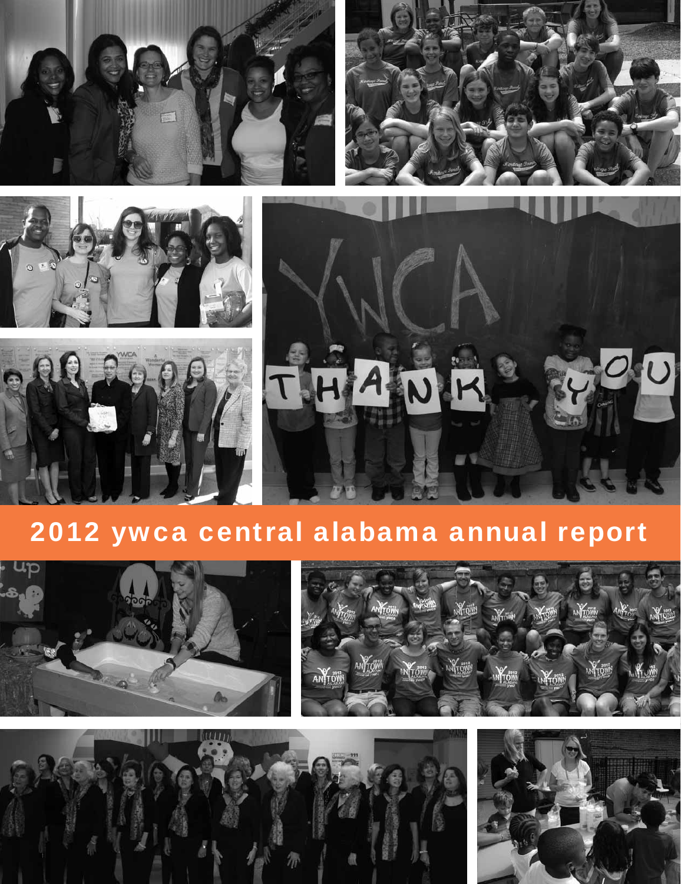# 2012 ywca central alabama annual report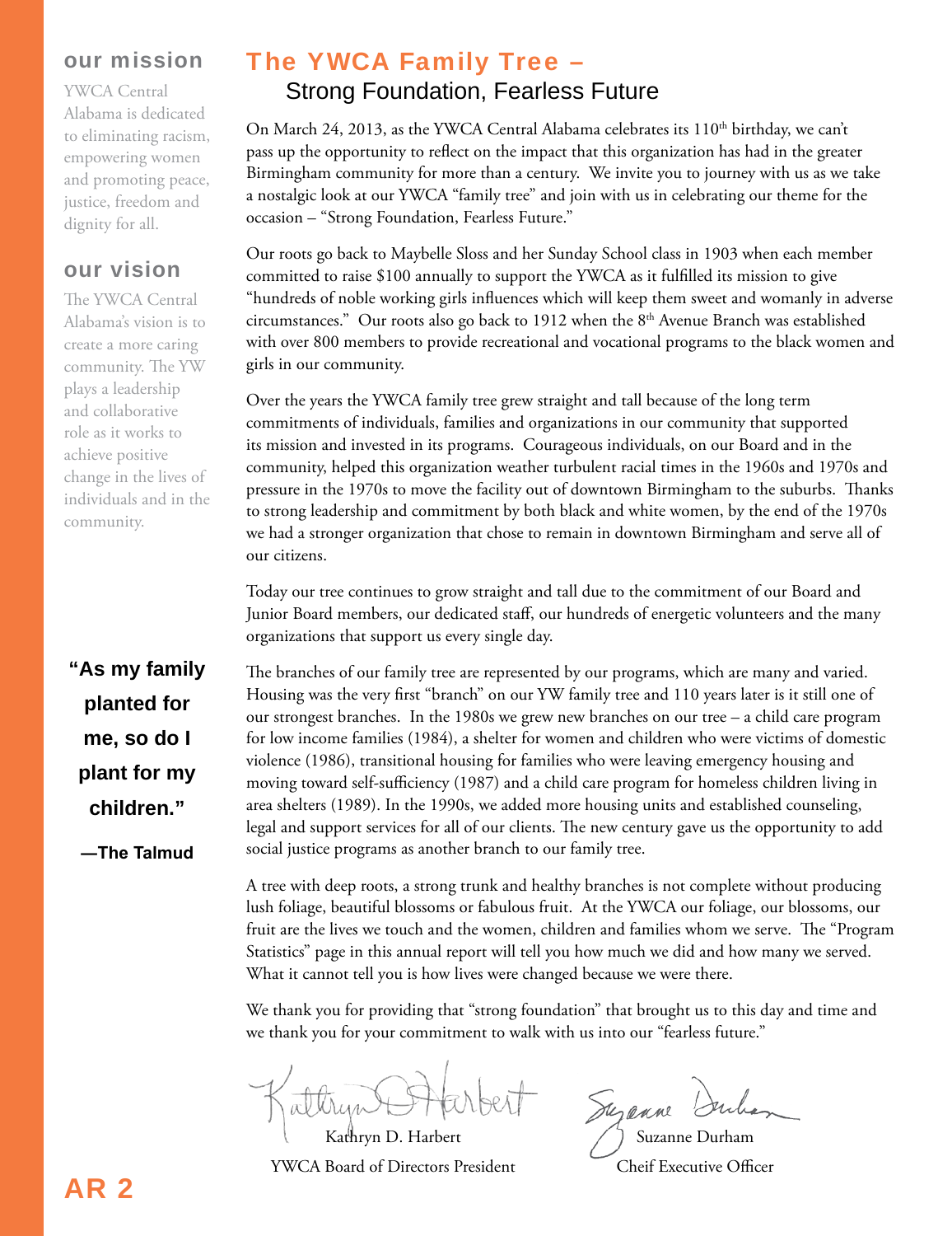## our mission

YWCA Central Alabama is dedicated to eliminating racism, empowering women and promoting peace, justice, freedom and dignity for all.

## our vision

The YWCA Central Alabama's vision is to create a more caring community. The YW plays a leadership and collaborative role as it works to achieve positive change in the lives of individuals and in the community.

**"As my family planted for me, so do I plant for my children."**

**—The Talmud**

# The YWCA Family Tree –
## Strong Foundation, Fearless Future

On March 24, 2013, as the YWCA Central Alabama celebrates its 110th birthday, we can't pass up the opportunity to reflect on the impact that this organization has had in the greater Birmingham community for more than a century. We invite you to journey with us as we take a nostalgic look at our YWCA "family tree" and join with us in celebrating our theme for the occasion – "Strong Foundation, Fearless Future."

Our roots go back to Maybelle Sloss and her Sunday School class in 1903 when each member committed to raise $100 annually to support the YWCA as it fulfilled its mission to give "hundreds of noble working girls influences which will keep them sweet and womanly in adverse circumstances." Our roots also go back to 1912 when the 8th Avenue Branch was established with over 800 members to provide recreational and vocational programs to the black women and girls in our community.

Over the years the YWCA family tree grew straight and tall because of the long term commitments of individuals, families and organizations in our community that supported its mission and invested in its programs. Courageous individuals, on our Board and in the community, helped this organization weather turbulent racial times in the 1960s and 1970s and pressure in the 1970s to move the facility out of downtown Birmingham to the suburbs. Thanks to strong leadership and commitment by both black and white women, by the end of the 1970s we had a stronger organization that chose to remain in downtown Birmingham and serve all of our citizens.

Today our tree continues to grow straight and tall due to the commitment of our Board and Junior Board members, our dedicated staff, our hundreds of energetic volunteers and the many organizations that support us every single day.

The branches of our family tree are represented by our programs, which are many and varied. Housing was the very first "branch" on our YW family tree and 110 years later is it still one of our strongest branches. In the 1980s we grew new branches on our tree – a child care program for low income families (1984), a shelter for women and children who were victims of domestic violence (1986), transitional housing for families who were leaving emergency housing and moving toward self-sufficiency (1987) and a child care program for homeless children living in area shelters (1989). In the 1990s, we added more housing units and established counseling, legal and support services for all of our clients. The new century gave us the opportunity to add social justice programs as another branch to our family tree.

A tree with deep roots, a strong trunk and healthy branches is not complete without producing lush foliage, beautiful blossoms or fabulous fruit. At the YWCA our foliage, our blossoms, our fruit are the lives we touch and the women, children and families whom we serve. The "Program Statistics" page in this annual report will tell you how much we did and how many we served. What it cannot tell you is how lives were changed because we were there.

We thank you for providing that "strong foundation" that brought us to this day and time and we thank you for your commitment to walk with us into our "fearless future."

Kathryn D. Harbert
YWCA Board of Directors President

Suzanne Durham
Cheif Executive Officer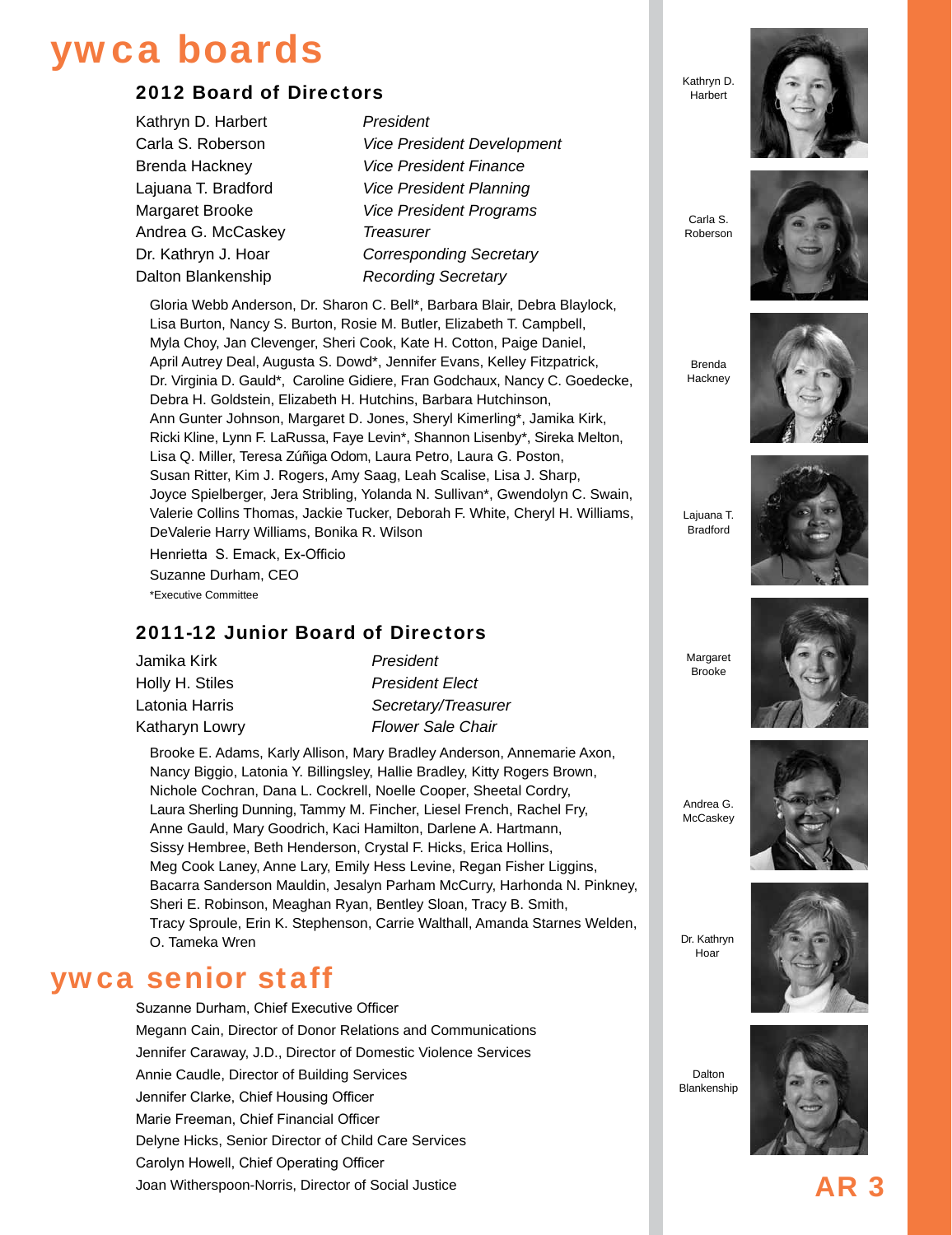# ywca boards

## 2012 Board of Directors

| | |
|---|---|
| Kathryn D. Harbert | *President* |
| Carla S. Roberson | *Vice President Development* |
| Brenda Hackney | *Vice President Finance* |
| Lajuana T. Bradford | *Vice President Planning* |
| Margaret Brooke | *Vice President Programs* |
| Andrea G. McCaskey | *Treasurer* |
| Dr. Kathryn J. Hoar | *Corresponding Secretary* |
| Dalton Blankenship | *Recording Secretary* |

Gloria Webb Anderson, Dr. Sharon C. Bell*, Barbara Blair, Debra Blaylock, Lisa Burton, Nancy S. Burton, Rosie M. Butler, Elizabeth T. Campbell, Myla Choy, Jan Clevenger, Sheri Cook, Kate H. Cotton, Paige Daniel, April Autrey Deal, Augusta S. Dowd*, Jennifer Evans, Kelley Fitzpatrick, Dr. Virginia D. Gauld*, Caroline Gidiere, Fran Godchaux, Nancy C. Goedecke, Debra H. Goldstein, Elizabeth H. Hutchins, Barbara Hutchinson, Ann Gunter Johnson, Margaret D. Jones, Sheryl Kimerling*, Jamika Kirk, Ricki Kline, Lynn F. LaRussa, Faye Levin*, Shannon Lisenby*, Sireka Melton, Lisa Q. Miller, Teresa Zúñiga Odom, Laura Petro, Laura G. Poston, Susan Ritter, Kim J. Rogers, Amy Saag, Leah Scalise, Lisa J. Sharp, Joyce Spielberger, Jera Stribling, Yolanda N. Sullivan*, Gwendolyn C. Swain, Valerie Collins Thomas, Jackie Tucker, Deborah F. White, Cheryl H. Williams, DeValerie Harry Williams, Bonika R. Wilson

Henrietta S. Emack, Ex-Officio

Suzanne Durham, CEO

*Executive Committee

## 2011-12 Junior Board of Directors

| | |
|---|---|
| Jamika Kirk | *President* |
| Holly H. Stiles | *President Elect* |
| Latonia Harris | *Secretary/Treasurer* |
| Katharyn Lowry | *Flower Sale Chair* |

Brooke E. Adams, Karly Allison, Mary Bradley Anderson, Annemarie Axon, Nancy Biggio, Latonia Y. Billingsley, Hallie Bradley, Kitty Rogers Brown, Nichole Cochran, Dana L. Cockrell, Noelle Cooper, Sheetal Cordry, Laura Sherling Dunning, Tammy M. Fincher, Liesel French, Rachel Fry, Anne Gauld, Mary Goodrich, Kaci Hamilton, Darlene A. Hartmann, Sissy Hembree, Beth Henderson, Crystal F. Hicks, Erica Hollins, Meg Cook Laney, Anne Lary, Emily Hess Levine, Regan Fisher Liggins, Bacarra Sanderson Mauldin, Jesalyn Parham McCurry, Harhonda N. Pinkney, Sheri E. Robinson, Meaghan Ryan, Bentley Sloan, Tracy B. Smith, Tracy Sproule, Erin K. Stephenson, Carrie Walthall, Amanda Starnes Welden, O. Tameka Wren

# ywca senior staff

Suzanne Durham, Chief Executive Officer
Megann Cain, Director of Donor Relations and Communications
Jennifer Caraway, J.D., Director of Domestic Violence Services
Annie Caudle, Director of Building Services
Jennifer Clarke, Chief Housing Officer
Marie Freeman, Chief Financial Officer
Delyne Hicks, Senior Director of Child Care Services
Carolyn Howell, Chief Operating Officer
Joan Witherspoon-Norris, Director of Social Justice

Kathryn D. Harbert

Carla S. Roberson

Brenda Hackney

Lajuana T. Bradford

Margaret Brooke

Andrea G. McCaskey

Dr. Kathryn Hoar

Dalton Blankenship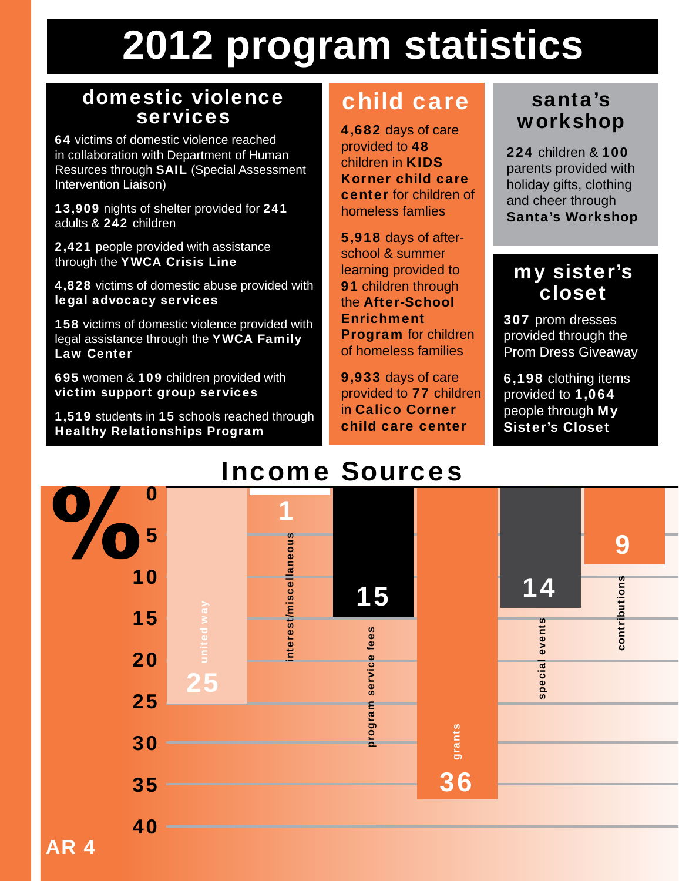# 2012 program statistics

## domestic violence services

**64** victims of domestic violence reached in collaboration with Department of Human Resurces through **SAIL** (Special Assessment Intervention Liaison)

**13,909** nights of shelter provided for **241** adults & **242** children

**2,421** people provided with assistance through the **YWCA Crisis Line**

**4,828** victims of domestic abuse provided with **legal advocacy services**

**158** victims of domestic violence provided with legal assistance through the **YWCA Family Law Center**

**695** women & **109** children provided with **victim support group services**

**1,519** students in **15** schools reached through **Healthy Relationships Program**

## child care

**4,682** days of care provided to **48** children in **KIDS Korner child care center** for children of homeless famlies

**5,918** days of after-school & summer learning provided to **91** children through the **After-School Enrichment Program** for children of homeless families

**9,933** days of care provided to **77** children in **Calico Corner child care center**

## santa's workshop

**224** children & **100** parents provided with holiday gifts, clothing and cheer through **Santa's Workshop**

## my sister's closet

**307** prom dresses provided through the Prom Dress Giveaway

**6,198** clothing items provided to **1,064** people through **My Sister's Closet**

## Income Sources

%

0
5
10
15
20
25
30
35
40

united way 25
interest/miscellaneous 1
program service fees 15
grants 36
special events 14
contributions 9

AR 4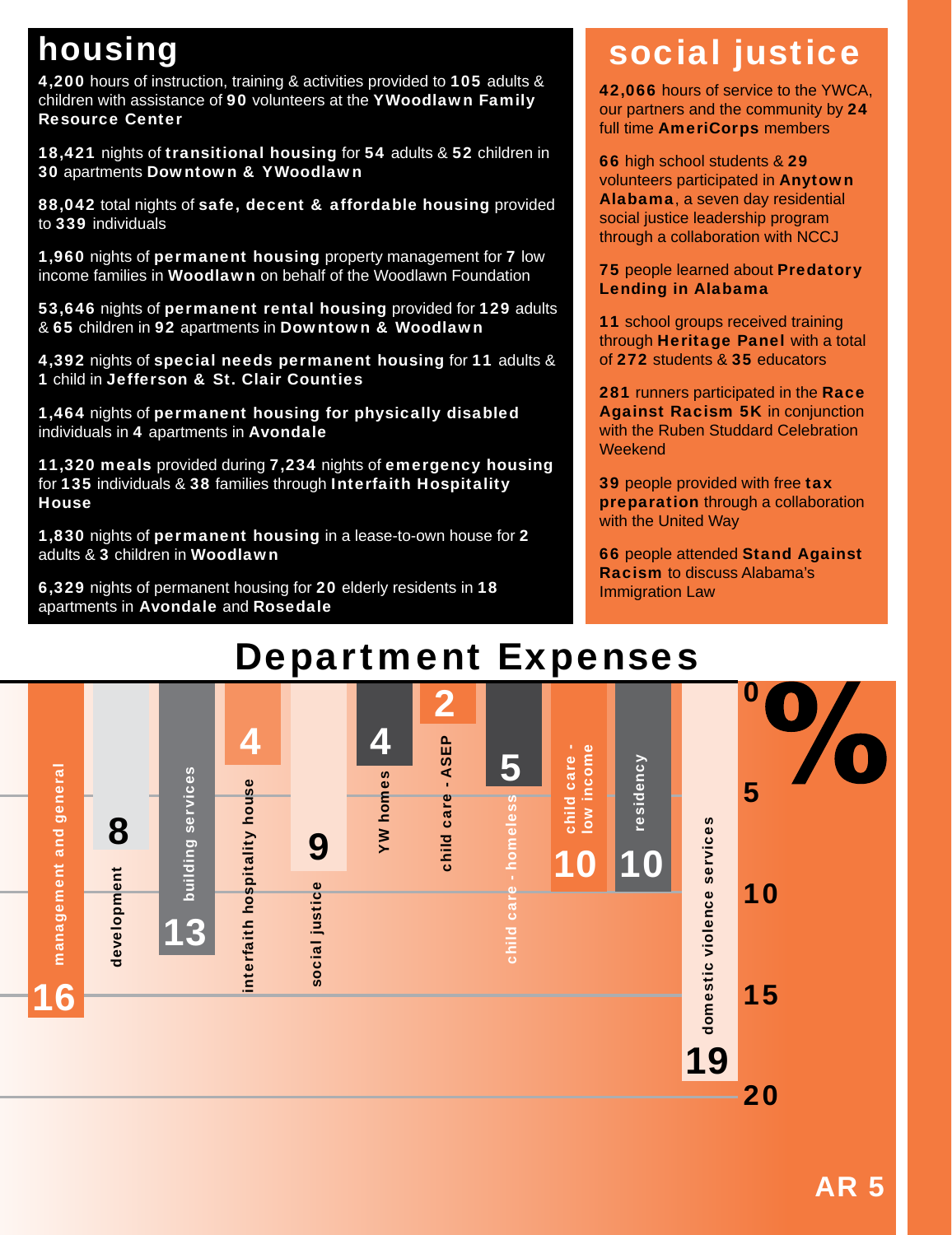## housing

**4,200** hours of instruction, training & activities provided to **105** adults & children with assistance of **90** volunteers at the **YWoodlawn Family Resource Center**

**18,421** nights of **transitional housing** for **54** adults & **52** children in **30** apartments **Downtown & YWoodlawn**

**88,042** total nights of **safe, decent & affordable housing** provided to **339** individuals

**1,960** nights of **permanent housing** property management for **7** low income families in **Woodlawn** on behalf of the Woodlawn Foundation

**53,646** nights of **permanent rental housing** provided for **129** adults & **65** children in **92** apartments in **Downtown & Woodlawn**

**4,392** nights of **special needs permanent housing** for **11** adults & **1** child in **Jefferson & St. Clair Counties**

**1,464** nights of **permanent housing for physically disabled** individuals in **4** apartments in **Avondale**

**11,320 meals** provided during **7,234** nights of **emergency housing** for **135** individuals & **38** families through **Interfaith Hospitality House**

**1,830** nights of **permanent housing** in a lease-to-own house for **2** adults & **3** children in **Woodlawn**

**6,329** nights of permanent housing for **20** elderly residents in **18** apartments in **Avondale** and **Rosedale**

## social justice

**42,066** hours of service to the YWCA, our partners and the community by **24** full time **AmeriCorps** members

**66** high school students & **29** volunteers participated in **Anytown Alabama**, a seven day residential social justice leadership program through a collaboration with NCCJ

**75** people learned about **Predatory Lending in Alabama**

**11** school groups received training through **Heritage Panel** with a total of **272** students & **35** educators

**281** runners participated in the **Race Against Racism 5K** in conjunction with the Ruben Studdard Celebration Weekend

**39** people provided with free **tax preparation** through a collaboration with the United Way

**66** people attended **Stand Against Racism** to discuss Alabama's Immigration Law

## Department Expenses

%

0
5
10
15
20

management and general 16
development 8
building services 13
interfaith hospitality house 4
social justice 9
YW homes 4
child care - ASEP 2
child care - homeless 5
child care - low income 10
residency 10
domestic violence services 19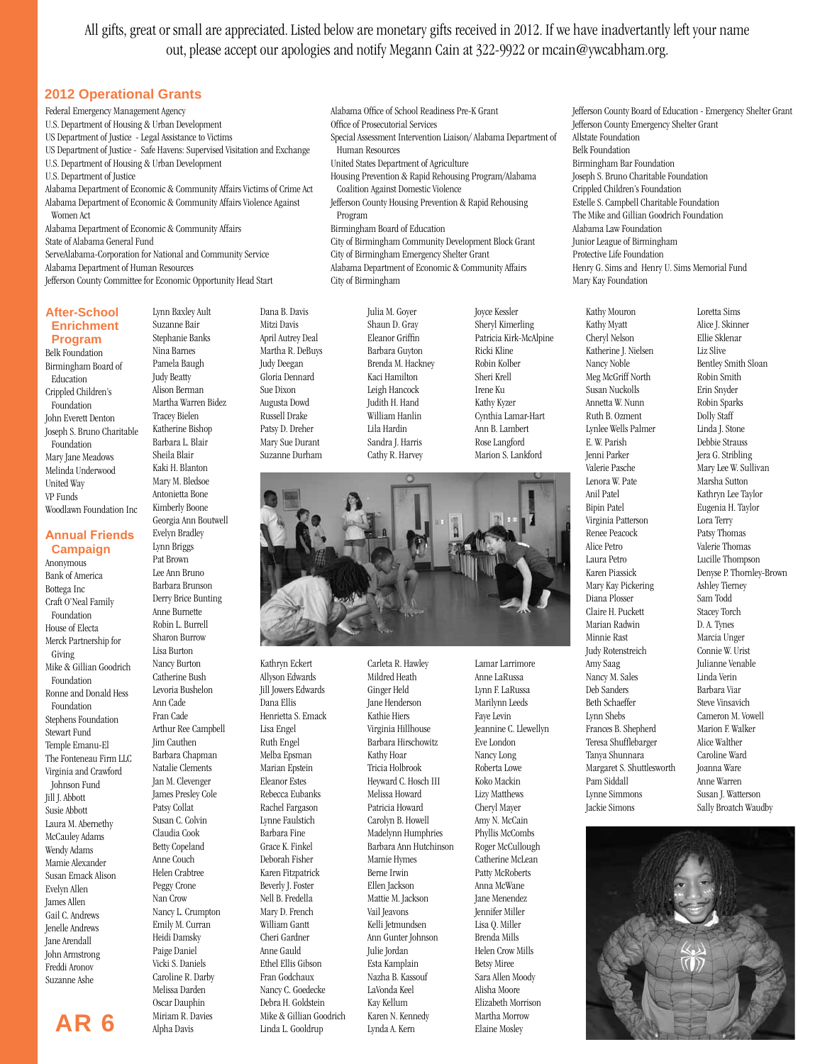All gifts, great or small are appreciated. Listed below are monetary gifts received in 2012. If we have inadvertantly left your name out, please accept our apologies and notify Megann Cain at 322-9922 or mcain@ywcabham.org.

## 2012 Operational Grants

Federal Emergency Management Agency
U.S. Department of Housing & Urban Development
US Department of Justice - Legal Assistance to Victims
US Department of Justice - Safe Havens: Supervised Visitation and Exchange
U.S. Department of Housing & Urban Development
U.S. Department of Justice
Alabama Department of Economic & Community Affairs Victims of Crime Act
Alabama Department of Economic & Community Affairs Violence Against Women Act
Alabama Department of Economic & Community Affairs
State of Alabama General Fund
ServeAlabama-Corporation for National and Community Service
Alabama Department of Human Resources
Jefferson County Committee for Economic Opportunity Head Start
Alabama Office of School Readiness Pre-K Grant
Office of Prosecutorial Services
Special Assessment Intervention Liaison/ Alabama Department of Human Resources
United States Department of Agriculture
Housing Prevention & Rapid Rehousing Program/Alabama Coalition Against Domestic Violence
Jefferson County Housing Prevention & Rapid Rehousing Program
Birmingham Board of Education
City of Birmingham Community Development Block Grant
City of Birmingham Emergency Shelter Grant
Alabama Department of Economic & Community Affairs
City of Birmingham
Jefferson County Board of Education - Emergency Shelter Grant
Jefferson County Emergency Shelter Grant
Allstate Foundation
Belk Foundation
Birmingham Bar Foundation
Joseph S. Bruno Charitable Foundation
Crippled Children's Foundation
Estelle S. Campbell Charitable Foundation
The Mike and Gillian Goodrich Foundation
Alabama Law Foundation
Junior League of Birmingham
Protective Life Foundation
Henry G. Sims and Henry U. Sims Memorial Fund
Mary Kay Foundation

## After-School Enrichment Program

Belk Foundation
Birmingham Board of Education
Crippled Children's Foundation
John Everett Denton
Joseph S. Bruno Charitable Foundation
Mary Jane Meadows
Melinda Underwood
United Way
VP Funds
Woodlawn Foundation Inc

## Annual Friends Campaign

Anonymous
Bank of America
Bottega Inc
Craft O'Neal Family Foundation
House of Electa
Merck Partnership for Giving
Mike & Gillian Goodrich Foundation
Ronne and Donald Hess Foundation
Stephens Foundation
Stewart Fund
Temple Emanu-El
The Fonteneau Firm LLC
Virginia and Crawford Johnson Fund
Jill J. Abbott
Susie Abbott
Laura M. Abernethy
McCauley Adams
Wendy Adams
Marnie Alexander
Susan Emack Alison
Evelyn Allen
James Allen
Gail C. Andrews
Jenelle Andrews
Jane Arendall
John Armstrong
Freddi Aronov
Suzanne Ashe
Lynn Baxley Ault
Suzanne Bair
Stephanie Banks
Nina Barnes
Pamela Baugh
Judy Beatty
Alison Berman
Martha Warren Bidez
Tracey Bielen
Katherine Bishop
Barbara L. Blair
Sheila Blair
Kaki H. Blanton
Mary M. Bledsoe
Antonietta Bone
Kimberly Boone
Georgia Ann Boutwell
Evelyn Bradley
Lynn Briggs
Pat Brown
Lee Ann Bruno
Barbara Brunson
Derry Brice Bunting
Anne Burnette
Robin L. Burrell
Sharon Burrow
Lisa Burton
Nancy Burton
Catherine Bush
Levoria Bushelon
Ann Cade
Fran Cade
Arthur Ree Campbell
Jim Cauthen
Barbara Chapman
Natalie Clements
Jan M. Clevenger
James Presley Cole
Patsy Collat
Susan C. Colvin
Claudia Cook
Betty Copeland
Anne Couch
Helen Crabtree
Peggy Crone
Nan Crow
Nancy L. Crumpton
Emily M. Curran
Heidi Damsky
Paige Daniel
Vicki S. Daniels
Caroline R. Darby
Melissa Darden
Oscar Dauphin
Miriam R. Davies
Alpha Davis
Dana B. Davis
Mitzi Davis
April Autrey Deal
Martha R. DeBuys
Judy Deegan
Gloria Dennard
Sue Dixon
Augusta Dowd
Russell Drake
Patsy D. Dreher
Mary Sue Durant
Suzanne Durham
Julia M. Goyer
Shaun D. Gray
Eleanor Griffin
Barbara Guyton
Brenda M. Hackney
Kaci Hamilton
Leigh Hancock
Judith H. Hand
William Hanlin
Lila Hardin
Sandra J. Harris
Cathy R. Harvey
Joyce Kessler
Sheryl Kimerling
Patricia Kirk-McAlpine
Ricki Kline
Robin Kolber
Sheri Krell
Irene Ku
Kathy Kyzer
Cynthia Lamar-Hart
Ann B. Lambert
Rose Langford
Marion S. Lankford
Kathryn Eckert
Allyson Edwards
Jill Jowers Edwards
Dana Ellis
Henrietta S. Emack
Lisa Engel
Ruth Engel
Melba Epsman
Marian Epstein
Eleanor Estes
Rebecca Eubanks
Rachel Fargason
Lynne Faulstich
Barbara Fine
Grace K. Finkel
Deborah Fisher
Karen Fitzpatrick
Beverly J. Foster
Nell B. Fredella
Mary D. French
William Gantt
Cheri Gardner
Anne Gauld
Ethel Ellis Gibson
Fran Godchaux
Nancy C. Goedecke
Debra H. Goldstein
Mike & Gillian Goodrich
Linda L. Gooldrup
Carleta R. Hawley
Mildred Heath
Ginger Held
Jane Henderson
Kathie Hiers
Virginia Hillhouse
Barbara Hirschowitz
Kathy Hoar
Tricia Holbrook
Heyward C. Hosch III
Melissa Howard
Patricia Howard
Carolyn B. Howell
Madelynn Humphries
Barbara Ann Hutchinson
Mamie Hymes
Berne Irwin
Ellen Jackson
Mattie M. Jackson
Vail Jeavons
Kelli Jetmundsen
Ann Gunter Johnson
Julie Jordan
Esta Kamplain
Nazha B. Kassouf
LaVonda Keel
Kay Kellum
Karen N. Kennedy
Lynda A. Kern
Lamar Larrimore
Anne LaRussa
Lynn F. LaRussa
Marilynn Leeds
Faye Levin
Jeannine C. Llewellyn
Eve London
Nancy Long
Roberta Lowe
Koko Mackin
Lizy Matthews
Cheryl Mayer
Amy N. McCain
Phyllis McCombs
Roger McCullough
Catherine McLean
Patty McRoberts
Anna McWane
Jane Menendez
Jennifer Miller
Lisa Q. Miller
Brenda Mills
Helen Crow Mills
Betsy Miree
Sara Allen Moody
Alisha Moore
Elizabeth Morrison
Martha Morrow
Elaine Mosley
Kathy Mouron
Kathy Myatt
Cheryl Nelson
Katherine J. Nielsen
Nancy Noble
Meg McGriff North
Susan Nuckolls
Annetta W. Nunn
Ruth B. Ozment
Lynlee Wells Palmer
E. W. Parish
Jenni Parker
Valerie Pasche
Lenora W. Pate
Anil Patel
Bipin Patel
Virginia Patterson
Renee Peacock
Alice Petro
Laura Petro
Karen Piassick
Mary Kay Pickering
Diana Plosser
Claire H. Puckett
Marian Radwin
Minnie Rast
Judy Rotenstreich
Amy Saag
Nancy M. Sales
Deb Sanders
Beth Schaeffer
Lynn Shebs
Frances B. Shepherd
Teresa Shufflebarger
Tanya Shunnara
Margaret S. Shuttlesworth
Pam Siddall
Lynne Simmons
Jackie Simons
Loretta Sims
Alice J. Skinner
Ellie Sklenar
Liz Slive
Bentley Smith Sloan
Robin Smith
Erin Snyder
Robin Sparks
Dolly Staff
Linda J. Stone
Debbie Strauss
Jera G. Stribling
Mary Lee W. Sullivan
Marsha Sutton
Kathryn Lee Taylor
Eugenia H. Taylor
Lora Terry
Patsy Thomas
Valerie Thomas
Lucille Thompson
Denyse P. Thornley-Brown
Ashley Tierney
Sam Todd
Stacey Torch
D. A. Tynes
Marcia Unger
Connie W. Urist
Julianne Venable
Linda Verin
Barbara Viar
Steve Vinsavich
Cameron M. Vowell
Marion F. Walker
Alice Walther
Caroline Ward
Joanna Ware
Anne Warren
Susan J. Watterson
Sally Broatch Waudby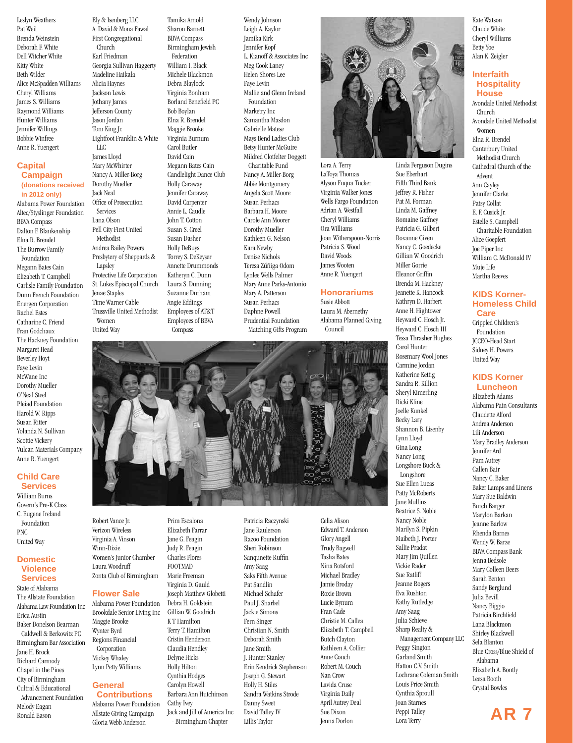Leslyn Weathers
Pat Weil
Brenda Weinstein
Deborah F. White
Dell Witcher White
Kitty White
Beth Wilder
Alice McSpadden Williams
Cheryl Williams
James S. Williams
Raymond Williams
Hunter Williams
Jennifer Willings
Bobbie Winfree
Anne R. Yuengert

## Capital Campaign

**(donations received in 2012 only)**

Alabama Power Foundation
Altec/Styslinger Foundation
BBVA Compass
Dalton F. Blankenship
Elna R. Brendel
The Burrow Family Foundation
Megann Bates Cain
Elizabeth T. Campbell
Carlisle Family Foundation
Dunn French Foundation
Energen Corporation
Rachel Estes
Catharine C. Friend
Fran Godchaux
The Hackney Foundation
Margaret Head
Beverley Hoyt
Faye Levin
McWane Inc
Dorothy Mueller
O'Neal Steel
Pleiad Foundation
Harold W. Ripps
Susan Ritter
Yolanda N. Sullivan
Scottie Vickery
Vulcan Materials Company
Anne R. Yuengert

## Child Care Services

William Burns
Govern's Pre-K Class
C. Eugene Ireland Foundation
PNC
United Way

## Domestic Violence Services

State of Alabama
The Allstate Foundation
Alabama Law Foundation Inc
Erica Austin
Baker Donelson Bearman Caldwell & Berkowitz PC
Birmingham Bar Association
Jane H. Brock
Richard Carmody
Chapel in the Pines
City of Birmingham
Cultral & Educational Advancement Foundation
Melody Eagan
Ronald Eason
Ely & Isenberg LLC
A. David & Mona Fawal
First Congregational Church
Karl Friedman
Georgia Sullivan Haggerty
Madeline Haikala
Alicia Haynes
Jackson Lewis
Jothany James
Jefferson County
Jason Jordan
Tom King Jr.
Lightfoot Franklin & White LLC
James Lloyd
Mary McWhirter
Nancy A. Miller-Borg
Dorothy Mueller
Jack Neal
Office of Prosecution Services
Lana Olson
Pell City First United Methodist
Andrea Bailey Powers
Presbytery of Sheppards & Lapsley
Protective Life Corporation
St. Lukes Episcopal Church
Jenae Staples
Time Warner Cable
Trussville United Methodist Women
United Way
Tamika Arnold
Sharon Barnett
BBVA Compass
Birmingham Jewish Federation
William I. Black
Michele Blackmon
Debra Blaylock
Virginia Bonham
Borland Benefield PC
Bob Boylan
Elna R. Brendel
Maggie Brooke
Virginia Burnum
Carol Butler
David Cain
Megann Bates Cain
Candlelight Dance Club
Holly Caraway
Jennifer Caraway
David Carpenter
Annie L. Caudle
John T. Cotton
Susan S. Creel
Susan Dasher
Holly DeBuys
Torrey S. DeKeyser
Annette Drummonds
Katheryn C. Dunn
Laura S. Dunning
Suzanne Durham
Angie Eddings
Employees of AT&T
Employees of BBVA Compass
Wendy Johnson
Leigh A. Kaylor
Jamika Kirk
Jennifer Kopf
L. Kianoff & Associates Inc
Meg Cook Laney
Helen Shores Lee
Faye Levin
Mallie and Glenn Ireland Foundation
Marketry Inc
Samantha Masdon
Gabrielle Matese
Mays Bend Ladies Club
Betsy Hunter McGuire
Mildred Clotfelter Doggett Charitable Fund
Nancy A. Miller-Borg
Abbie Montgomery
Angela Scott Moore
Susan Perhacs
Barbara H. Moore
Carole Ann Moorer
Dorothy Mueller
Kathleen G. Nelson
Kara Newby
Denise Nichols
Teresa Zúñiga Odom
Lynlee Wells Palmer
Mary Anne Parks-Antonio
Mary A. Patterson
Susan Perhacs
Daphne Powell
Prudential Foundation Matching Gifts Program
Lora A. Terry
LaToya Thomas
Alyson Fuqua Tucker
Virginia Walker Jones
Wells Fargo Foundation
Adrian A. Westfall
Cheryl Williams
Ora Williams
Joan Witherspoon-Norris
Patricia S. Wood
David Woods
James Wooten
Anne R. Yuengert

## Honorariums

Susie Abbott
Laura M. Abernethy
Alabama Planned Giving Council

Robert Vance Jr.
Verizon Wireless
Virginia A. Vinson
Winn-Dixie
Women's Junior Chamber
Laura Woodruff
Zonta Club of Birmingham

## Flower Sale

Alabama Power Foundation
Brookdale Senior Living Inc
Maggie Brooke
Wynter Byrd
Regions Financial Corporation
Mickey Whaley
Lynn Petty Williams

## General Contributions

Alabama Power Foundation
Allstate Giving Campaign
Gloria Webb Anderson
Prim Escalona
Elizabeth Farrar
Jane G. Feagin
Judy R. Feagin
Charles Flores
FOOTMAD
Marie Freeman
Virginia D. Gauld
Joseph Matthew Globetti
Debra H. Goldstein
Gillian W. Goodrich
K T Hamilton
Terry T. Hamilton
Cristin Henderson
Claudia Hendley
Delyne Hicks
Holly Hilton
Cynthia Hodges
Carolyn Howell
Barbara Ann Hutchinson
Cathy Ivey
Jack and Jill of America Inc - Birmingham Chapter
Patricia Raczynski
Jane Raulerson
Razoo Foundation
Sheri Robinson
Sanquenette Ruffin
Amy Saag
Saks Fifth Avenue
Pat Sandlin
Michael Schafer
Paul J. Sharbel
Jackie Simons
Fern Singer
Christian N. Smith
Deborah Smith
Jane Smith
J. Hunter Stanley
Erin Kendrick Stephenson
Joseph G. Stewart
Holly H. Stiles
Sandra Watkins Strode
Danny Sweet
David Talley IV
Lillis Taylor
Celia Alison
Edward T. Anderson
Glory Angell
Trudy Bagwell
Tasha Bates
Nina Botsford
Michael Bradley
Jamie Broday
Roxie Brown
Lucie Bynum
Fran Cade
Christie M. Callea
Elizabeth T. Campbell
Butch Clayton
Kathleen A. Collier
Anne Couch
Robert M. Couch
Nan Crow
Lavida Cruse
Virginia Daily
April Autrey Deal
Sue Dixon
Jenna Dorlon
Linda Ferguson Dugins
Sue Eberhart
Fifth Third Bank
Jeffrey R. Fisher
Pat M. Forman
Linda M. Gaffney
Romaine Gaffney
Patricia G. Gilbert
Roxanne Given
Nancy C. Goedecke
Gillian W. Goodrich
Miller Gorrie
Eleanor Griffin
Brenda M. Hackney
Jeanette K. Hancock
Kathryn D. Harbert
Anne H. Hightower
Heyward C. Hosch Jr.
Heyward C. Hosch III
Tessa Thrasher Hughes
Carol Hunter
Rosemary Wool Jones
Carmine Jordan
Katherine Kettig
Sandra R. Killion
Sheryl Kimerling
Ricki Kline
Joelle Kunkel
Becky Lary
Shannon B. Lisenby
Lynn Lloyd
Gina Long
Nancy Long
Longshore Buck & Longshore
Sue Ellen Lucas
Patty McRoberts
Jane Mullins
Beatrice S. Noble
Nancy Noble
Marilyn S. Pipkin
Maibeth J. Porter
Sallie Pradat
Mary Jim Quillen
Vickie Rader
Sue Ratliff
Jeanne Rogers
Eva Rushton
Kathy Rutledge
Amy Saag
Julia Schieve
Sharp Realty & Management Company LLC
Peggy Sington
Garland Smith
Hatton C.V. Smith
Lochrane Coleman Smith
Louis Price Smith
Cynthia Sproull
Joan Starnes
Peppi Talley
Lora Terry
Kate Watson
Claude White
Cheryl Williams
Betty Yoe
Alan K. Zeigler

## Interfaith Hospitality House

Avondale United Methodist Church
Avondale United Methodist Women
Elna R. Brendel
Canterbury United Methodist Church
Cathedral Church of the Advent
Ann Cayley
Jennifer Clarke
Patsy Collat
E. F. Cusick Jr.
Estelle S. Campbell Charitable Foundation
Alice Goepfert
Joe Piper Inc
William C. McDonald IV
Muje Life
Martha Reeves

## KIDS Korner-Homeless Child Care

Crippled Children's Foundation
JCCEO-Head Start
Sidney H. Powers
United Way

## KIDS Korner Luncheon

Elizabeth Adams
Alabama Pain Consultants
Claudette Alford
Andrea Anderson
Lili Anderson
Mary Bradley Anderson
Jennifer Ard
Pam Autrey
Callen Bair
Nancy C. Baker
Baker Lamps and Linens
Mary Sue Baldwin
Burch Barger
Marylon Barkan
Jeanne Barlow
Rhenda Barnes
Wendy W. Barze
BBVA Compass Bank
Jenna Bedsole
Mary Colleen Beers
Sarah Benton
Sandy Berglund
Julia Bevill
Nancy Biggio
Patricia Birchfield
Lana Blackmon
Shirley Blackwell
Sela Blanton
Blue Cross/Blue Shield of Alabama
Elizabeth A. Bontly
Leesa Booth
Crystal Bowles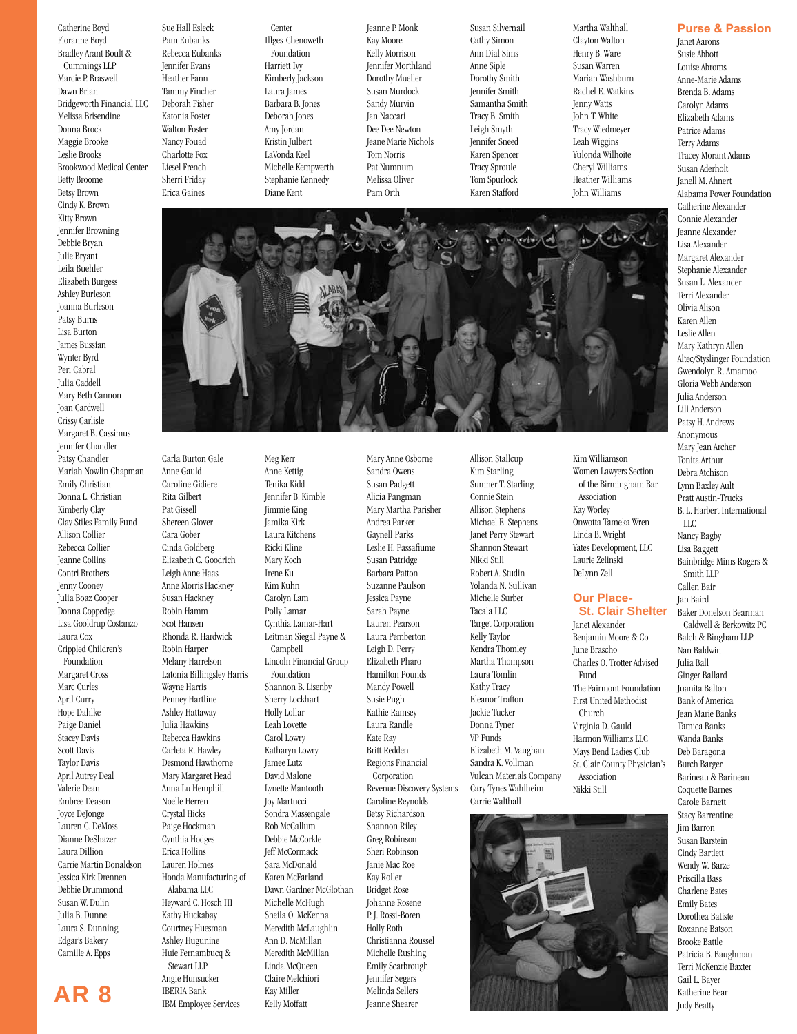Catherine Boyd
Floranne Boyd
Bradley Arant Boult & Cummings LLP
Marcie P. Braswell
Dawn Brian
Bridgeworth Financial LLC
Melissa Brisendine
Donna Brock
Maggie Brooke
Leslie Brooks
Brookwood Medical Center
Betty Broome
Betsy Brown
Cindy K. Brown
Kitty Brown
Jennifer Browning
Debbie Bryan
Julie Bryant
Leila Buehler
Elizabeth Burgess
Ashley Burleson
Joanna Burleson
Patsy Burns
Lisa Burton
James Bussian
Wynter Byrd
Peri Cabral
Julia Caddell
Mary Beth Cannon
Joan Cardwell
Crissy Carlisle
Margaret B. Cassimus
Jennifer Chandler
Patsy Chandler
Mariah Nowlin Chapman
Emily Christian
Donna L. Christian
Kimberly Clay
Clay Stiles Family Fund
Allison Collier
Rebecca Collier
Jeanne Collins
Contri Brothers
Jenny Cooney
Julia Boaz Cooper
Donna Coppedge
Lisa Gooldrup Costanzo
Laura Cox
Crippled Children's Foundation
Margaret Cross
Marc Curles
April Curry
Hope Dahlke
Paige Daniel
Stacey Davis
Scott Davis
Taylor Davis
April Autrey Deal
Valerie Dean
Embree Deason
Joyce DeJonge
Lauren C. DeMoss
Dianne DeShazer
Laura Dillion
Carrie Martin Donaldson
Jessica Kirk Drennen
Debbie Drummond
Susan W. Dulin
Julia B. Dunne
Laura S. Dunning
Edgar's Bakery
Camille A. Epps

Sue Hall Esleck
Pam Eubanks
Rebecca Eubanks
Jennifer Evans
Heather Fann
Tammy Fincher
Deborah Fisher
Katonia Foster
Walton Foster
Nancy Fouad
Charlotte Fox
Liesel French
Sherri Friday
Erica Gaines

Center
Illges-Chenoweth Foundation
Harriett Ivy
Kimberly Jackson
Laura James
Barbara B. Jones
Deborah Jones
Amy Jordan
Kristin Julbert
LaVonda Keel
Michelle Kempwerth
Stephanie Kennedy
Diane Kent

Jeanne P. Monk
Kay Moore
Kelly Morrison
Jennifer Morthland
Dorothy Mueller
Susan Murdock
Sandy Murvin
Jan Naccari
Dee Dee Newton
Jeane Marie Nichols
Tom Norris
Pat Numnum
Melissa Oliver
Pam Orth

Susan Silvernail
Cathy Simon
Ann Dial Sims
Anne Siple
Dorothy Smith
Jennifer Smith
Samantha Smith
Tracy B. Smith
Leigh Smyth
Jennifer Sneed
Karen Spencer
Tracy Sproule
Tom Spurlock
Karen Stafford

Martha Walthall
Clayton Walton
Henry B. Ware
Susan Warren
Marian Washburn
Rachel E. Watkins
Jenny Watts
John T. White
Tracy Wiedmeyer
Leah Wiggins
Yulonda Wilhoite
Cheryl Williams
Heather Williams
John Williams

Carla Burton Gale
Anne Gauld
Caroline Gidiere
Rita Gilbert
Pat Gissell
Shereen Glover
Cara Gober
Cinda Goldberg
Elizabeth C. Goodrich
Leigh Anne Haas
Anne Morris Hackney
Susan Hackney
Robin Hamm
Scot Hansen
Rhonda R. Hardwick
Robin Harper
Melany Harrelson
Latonia Billingsley Harris
Wayne Harris
Penney Hartline
Ashley Hattaway
Julia Hawkins
Rebecca Hawkins
Carleta R. Hawley
Desmond Hawthorne
Mary Margaret Head
Anna Lu Hemphill
Noelle Herren
Crystal Hicks
Paige Hockman
Cynthia Hodges
Erica Hollins
Lauren Holmes
Honda Manufacturing of Alabama LLC
Heyward C. Hosch III
Kathy Huckabay
Courtney Huesman
Ashley Hugunine
Huie Fernambucq & Stewart LLP
Angie Hunsucker
IBERIA Bank
IBM Employee Services

Meg Kerr
Anne Kettig
Tenika Kidd
Jennifer B. Kimble
Jimmie King
Jamika Kirk
Laura Kitchens
Ricki Kline
Mary Koch
Irene Ku
Kim Kuhn
Carolyn Lam
Polly Lamar
Cynthia Lamar-Hart
Leitman Siegal Payne & Campbell
Lincoln Financial Group Foundation
Shannon B. Lisenby
Sherry Lockhart
Holly Lollar
Leah Lovette
Carol Lowry
Katharyn Lowry
Jamee Lutz
David Malone
Lynette Mantooth
Joy Martucci
Sondra Massengale
Rob McCallum
Debbie McCorkle
Jeff McCormack
Sara McDonald
Karen McFarland
Dawn Gardner McGlothan
Michelle McHugh
Sheila O. McKenna
Meredith McLaughlin
Ann D. McMillan
Meredith McMillan
Linda McQueen
Claire Melchiori
Kay Miller
Kelly Moffatt

Mary Anne Osborne
Sandra Owens
Susan Padgett
Alicia Pangman
Mary Martha Parisher
Andrea Parker
Gaynell Parks
Leslie H. Passafiume
Susan Patridge
Barbara Patton
Suzanne Paulson
Jessica Payne
Sarah Payne
Lauren Pearson
Laura Pemberton
Leigh D. Perry
Elizabeth Pharo
Hamilton Pounds
Mandy Powell
Susie Pugh
Kathie Ramsey
Laura Randle
Kate Ray
Britt Redden
Regions Financial Corporation
Revenue Discovery Systems
Caroline Reynolds
Betsy Richardson
Shannon Riley
Greg Robinson
Sheri Robinson
Janie Mac Roe
Kay Roller
Bridget Rose
Johanne Rosene
P. J. Rossi-Boren
Holly Roth
Christianna Roussel
Michelle Rushing
Emily Scarbrough
Jennifer Segers
Melinda Sellers
Jeanne Shearer

Allison Stallcup
Kim Starling
Sumner T. Starling
Connie Stein
Allison Stephens
Michael E. Stephens
Janet Perry Stewart
Shannon Stewart
Nikki Still
Robert A. Studin
Yolanda N. Sullivan
Michelle Surber
Tacala LLC
Target Corporation
Kelly Taylor
Kendra Thomley
Martha Thompson
Laura Tomlin
Kathy Tracy
Eleanor Trafton
Jackie Tucker
Donna Tyner
VP Funds
Elizabeth M. Vaughan
Sandra K. Vollman
Vulcan Materials Company
Cary Tynes Wahlheim
Carrie Walthall

Kim Williamson
Women Lawyers Section of the Birmingham Bar Association
Kay Worley
Onwotta Tameka Wren
Linda B. Wright
Yates Development, LLC
Laurie Zelinski
DeLynn Zell

## Our Place-St. Clair Shelter

Janet Alexander
Benjamin Moore & Co
June Brascho
Charles O. Trotter Advised Fund
The Fairmont Foundation
First United Methodist Church
Virginia D. Gauld
Harmon Williams LLC
Mays Bend Ladies Club
St. Clair County Physician's Association
Nikki Still

## Purse & Passion

Janet Aarons
Susie Abbott
Louise Abroms
Anne-Marie Adams
Brenda B. Adams
Carolyn Adams
Elizabeth Adams
Patrice Adams
Terry Adams
Tracey Morant Adams
Susan Aderholt
Janell M. Ahnert
Alabama Power Foundation
Catherine Alexander
Connie Alexander
Jeanne Alexander
Lisa Alexander
Margaret Alexander
Stephanie Alexander
Susan L. Alexander
Terri Alexander
Olivia Alison
Karen Allen
Leslie Allen
Mary Kathryn Allen
Altec/Styslinger Foundation
Gwendolyn R. Amamoo
Gloria Webb Anderson
Julia Anderson
Lili Anderson
Patsy H. Andrews
Anonymous
Mary Jean Archer
Tonita Arthur
Debra Atchison
Lynn Baxley Ault
Pratt Austin-Trucks
B. L. Harbert International LLC
Nancy Bagby
Lisa Baggett
Bainbridge Mims Rogers & Smith LLP
Callen Bair
Jan Baird
Baker Donelson Bearman Caldwell & Berkowitz PC
Balch & Bingham LLP
Nan Baldwin
Julia Ball
Ginger Ballard
Juanita Balton
Bank of America
Jean Marie Banks
Tamica Banks
Wanda Banks
Deb Baragona
Burch Barger
Barineau & Barineau
Coquette Barnes
Carole Barnett
Stacy Barrentine
Jim Barron
Susan Barstein
Cindy Bartlett
Wendy W. Barze
Priscilla Bass
Charlene Bates
Emily Bates
Dorothea Batiste
Roxanne Batson
Brooke Battle
Patricia B. Baughman
Terri McKenzie Baxter
Gail L. Bayer
Katherine Bear
Judy Beatty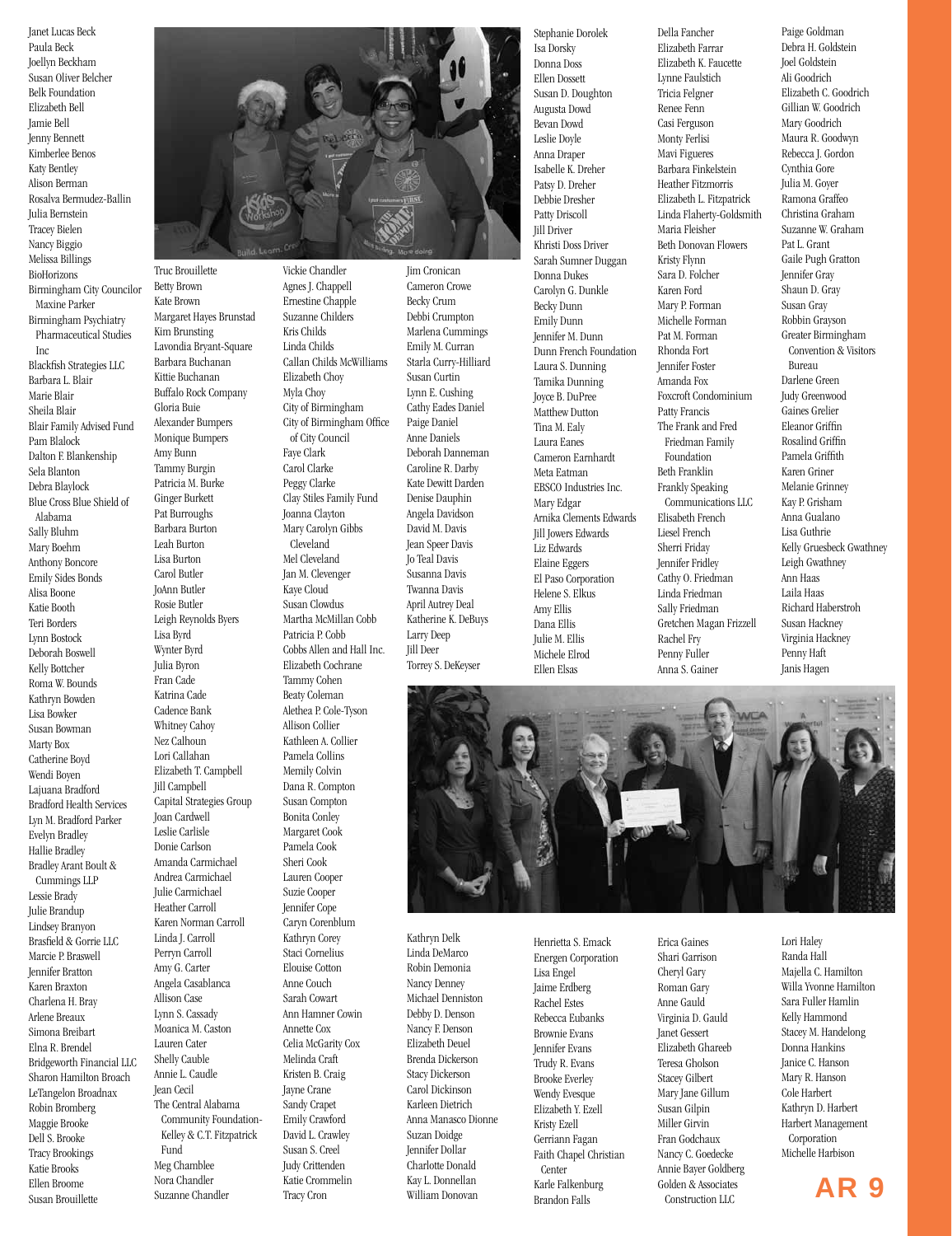Janet Lucas Beck
Paula Beck
Joellyn Beckham
Susan Oliver Belcher
Belk Foundation
Elizabeth Bell
Jamie Bell
Jenny Bennett
Kimberlee Benos
Katy Bentley
Alison Berman
Rosalva Bermudez-Ballin
Julia Bernstein
Tracey Bielen
Nancy Biggio
Melissa Billings
BioHorizons
Birmingham City Councilor Maxine Parker
Birmingham Psychiatry Pharmaceutical Studies Inc
Blackfish Strategies LLC
Barbara L. Blair
Marie Blair
Sheila Blair
Blair Family Advised Fund
Pam Blalock
Dalton F. Blankenship
Sela Blanton
Debra Blaylock
Blue Cross Blue Shield of Alabama
Sally Bluhm
Mary Boehm
Anthony Boncore
Emily Sides Bonds
Alisa Boone
Katie Booth
Teri Borders
Lynn Bostock
Deborah Boswell
Kelly Bottcher
Roma W. Bounds
Kathryn Bowden
Lisa Bowker
Susan Bowman
Marty Box
Catherine Boyd
Wendi Boyen
Lajuana Bradford
Bradford Health Services
Lyn M. Bradford Parker
Evelyn Bradley
Hallie Bradley
Bradley Arant Boult & Cummings LLP
Lessie Brady
Julie Brandup
Lindsey Branyon
Brasfield & Gorrie LLC
Marcie P. Braswell
Jennifer Bratton
Karen Braxton
Charlena H. Bray
Arlene Breaux
Simona Breibart
Elna R. Brendel
Bridgeworth Financial LLC
Sharon Hamilton Broach
LeTangelon Broadnax
Robin Bromberg
Maggie Brooke
Dell S. Brooke
Tracy Brookings
Katie Brooks
Ellen Broome
Susan Brouillette
Truc Brouillette
Betty Brown
Kate Brown
Margaret Hayes Brunstad
Kim Brunsting
Lavondia Bryant-Square
Barbara Buchanan
Kittie Buchanan
Buffalo Rock Company
Gloria Buie
Alexander Bumpers
Monique Bumpers
Amy Bunn
Tammy Burgin
Patricia M. Burke
Ginger Burkett
Pat Burroughs
Barbara Burton
Leah Burton
Lisa Burton
Carol Butler
JoAnn Butler
Rosie Butler
Leigh Reynolds Byers
Lisa Byrd
Wynter Byrd
Julia Byron
Fran Cade
Katrina Cade
Cadence Bank
Whitney Cahoy
Nez Calhoun
Lori Callahan
Elizabeth T. Campbell
Jill Campbell
Capital Strategies Group
Joan Cardwell
Leslie Carlisle
Donie Carlson
Amanda Carmichael
Andrea Carmichael
Julie Carmichael
Heather Carroll
Karen Norman Carroll
Linda J. Carroll
Perryn Carroll
Amy G. Carter
Angela Casablanca
Allison Case
Lynn S. Cassady
Moanica M. Caston
Lauren Cater
Shelly Cauble
Annie L. Caudle
Jean Cecil
The Central Alabama Community Foundation-Kelley & C.T. Fitzpatrick Fund
Meg Chamblee
Nora Chandler
Suzanne Chandler
Vickie Chandler
Agnes J. Chappell
Ernestine Chapple
Suzanne Childers
Kris Childs
Linda Childs
Callan Childs McWilliams
Elizabeth Choy
Myla Choy
City of Birmingham
City of Birmingham Office of City Council
Faye Clark
Carol Clarke
Peggy Clarke
Clay Stiles Family Fund
Joanna Clayton
Mary Carolyn Gibbs Cleveland
Mel Cleveland
Jan M. Clevenger
Kaye Cloud
Susan Clowdus
Martha McMillan Cobb
Patricia P. Cobb
Cobbs Allen and Hall Inc.
Elizabeth Cochrane
Tammy Cohen
Beaty Coleman
Alethea P. Cole-Tyson
Allison Collier
Kathleen A. Collier
Pamela Collins
Memily Colvin
Dana R. Compton
Susan Compton
Bonita Conley
Margaret Cook
Pamela Cook
Sheri Cook
Lauren Cooper
Suzie Cooper
Jennifer Cope
Caryn Corenblum
Kathryn Corey
Staci Cornelius
Elouise Cotton
Anne Couch
Sarah Cowart
Ann Hamner Cowin
Annette Cox
Celia McGarity Cox
Melinda Craft
Kristen B. Craig
Jayne Crane
Sandy Crapet
Emily Crawford
David L. Crawley
Susan S. Creel
Judy Crittenden
Katie Crommelin
Tracy Cron
Jim Cronican
Cameron Crowe
Becky Crum
Debbi Crumpton
Marlena Cummings
Emily M. Curran
Starla Curry-Hilliard
Susan Curtin
Lynn E. Cushing
Cathy Eades Daniel
Paige Daniel
Anne Daniels
Deborah Danneman
Caroline R. Darby
Kate Dewitt Darden
Denise Dauphin
Angela Davidson
David M. Davis
Jean Speer Davis
Jo Teal Davis
Susanna Davis
Twanna Davis
April Autrey Deal
Katherine K. DeBuys
Larry Deep
Jill Deer
Torrey S. DeKeyser
Kathryn Delk
Linda DeMarco
Robin Demonia
Nancy Denney
Michael Denniston
Debby D. Denson
Nancy F. Denson
Elizabeth Deuel
Brenda Dickerson
Stacy Dickerson
Carol Dickinson
Karleen Dietrich
Anna Manasco Dionne
Suzan Doidge
Jennifer Dollar
Charlotte Donald
Kay L. Donnellan
William Donovan
Stephanie Dorolek
Isa Dorsky
Donna Doss
Ellen Dossett
Susan D. Doughton
Augusta Dowd
Bevan Dowd
Leslie Doyle
Anna Draper
Isabelle K. Dreher
Patsy D. Dreher
Debbie Dresher
Patty Driscoll
Jill Driver
Khristi Doss Driver
Sarah Sumner Duggan
Donna Dukes
Carolyn G. Dunkle
Becky Dunn
Emily Dunn
Jennifer M. Dunn
Dunn French Foundation
Laura S. Dunning
Tamika Dunning
Joyce B. DuPree
Matthew Dutton
Tina M. Ealy
Laura Eanes
Cameron Earnhardt
Meta Eatman
EBSCO Industries Inc.
Mary Edgar
Arnika Clements Edwards
Jill Jowers Edwards
Liz Edwards
Elaine Eggers
El Paso Corporation
Helene S. Elkus
Amy Ellis
Dana Ellis
Julie M. Ellis
Michele Elrod
Ellen Elsas
Henrietta S. Emack
Energen Corporation
Lisa Engel
Jaime Erdberg
Rachel Estes
Rebecca Eubanks
Brownie Evans
Jennifer Evans
Trudy R. Evans
Brooke Everley
Wendy Evesque
Elizabeth Y. Ezell
Kristy Ezell
Gerriann Fagan
Faith Chapel Christian Center
Karle Falkenburg
Brandon Falls
Della Fancher
Elizabeth Farrar
Elizabeth K. Faucette
Lynne Faulstich
Tricia Felgner
Renee Fenn
Casi Ferguson
Monty Ferlisi
Mavi Figueres
Barbara Finkelstein
Heather Fitzmorris
Elizabeth L. Fitzpatrick
Linda Flaherty-Goldsmith
Maria Fleisher
Beth Donovan Flowers
Kristy Flynn
Sara D. Folcher
Karen Ford
Mary P. Forman
Michelle Forman
Pat M. Forman
Rhonda Fort
Jennifer Foster
Amanda Fox
Foxcroft Condominium
Patty Francis
The Frank and Fred Friedman Family Foundation
Beth Franklin
Frankly Speaking Communications LLC
Elisabeth French
Liesel French
Sherri Friday
Jennifer Fridley
Cathy O. Friedman
Linda Friedman
Sally Friedman
Gretchen Magan Frizzell
Rachel Fry
Penny Fuller
Anna S. Gainer
Erica Gaines
Shari Garrison
Cheryl Gary
Roman Gary
Anne Gauld
Virginia D. Gauld
Janet Gessert
Elizabeth Ghareeb
Teresa Gholson
Stacey Gilbert
Mary Jane Gillum
Susan Gilpin
Miller Girvin
Fran Godchaux
Nancy C. Goedecke
Annie Bayer Goldberg
Golden & Associates Construction LLC
Paige Goldman
Debra H. Goldstein
Joel Goldstein
Ali Goodrich
Elizabeth C. Goodrich
Gillian W. Goodrich
Mary Goodrich
Maura R. Goodwyn
Rebecca J. Gordon
Cynthia Gore
Julia M. Goyer
Ramona Graffeo
Christina Graham
Suzanne W. Graham
Pat L. Grant
Gaile Pugh Gratton
Jennifer Gray
Shaun D. Gray
Susan Gray
Robbin Grayson
Greater Birmingham Convention & Visitors Bureau
Darlene Green
Judy Greenwood
Gaines Grelier
Eleanor Griffin
Rosalind Griffin
Pamela Griffith
Karen Griner
Melanie Grinney
Kay P. Grisham
Anna Gualano
Lisa Guthrie
Kelly Gruesbeck Gwathney
Leigh Gwathney
Ann Haas
Laila Haas
Richard Haberstroh
Susan Hackney
Virginia Hackney
Penny Haft
Janis Hagen
Lori Haley
Randa Hall
Majella C. Hamilton
Willa Yvonne Hamilton
Sara Fuller Hamlin
Kelly Hammond
Stacey M. Handelong
Donna Hankins
Janice C. Hanson
Mary R. Hanson
Cole Harbert
Kathryn D. Harbert
Harbert Management Corporation
Michelle Harbison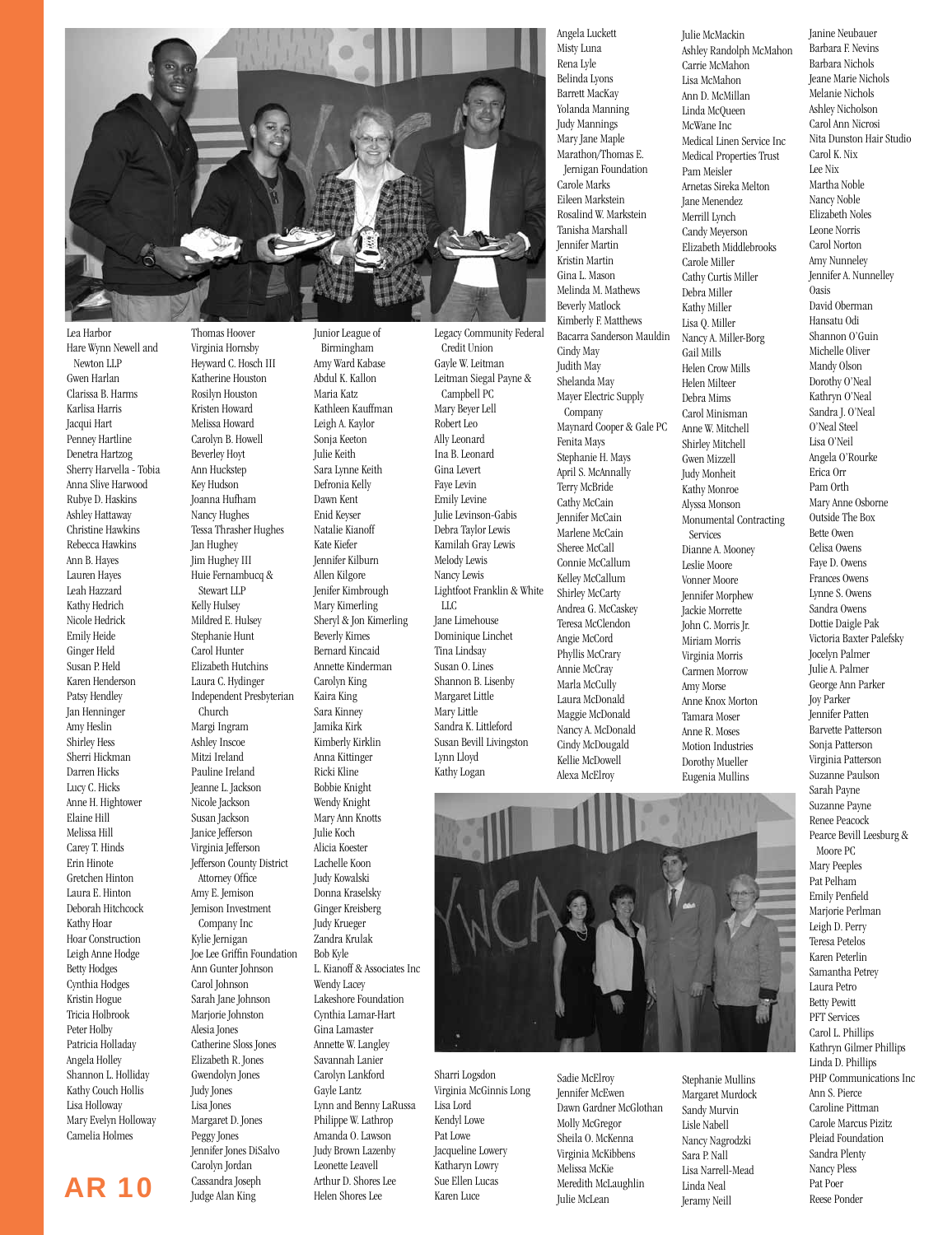Lea Harbor
Hare Wynn Newell and Newton LLP
Gwen Harlan
Clarissa B. Harms
Karlisa Harris
Jacqui Hart
Penney Hartline
Denetra Hartzog
Sherry Harvella - Tobia
Anna Slive Harwood
Rubye D. Haskins
Ashley Hattaway
Christine Hawkins
Rebecca Hawkins
Ann B. Hayes
Lauren Hayes
Leah Hazzard
Kathy Hedrich
Nicole Hedrick
Emily Heide
Ginger Held
Susan P. Held
Karen Henderson
Patsy Hendley
Jan Henninger
Amy Heslin
Shirley Hess
Sherri Hickman
Darren Hicks
Lucy C. Hicks
Anne H. Hightower
Elaine Hill
Melissa Hill
Carey T. Hinds
Erin Hinote
Gretchen Hinton
Laura E. Hinton
Deborah Hitchcock
Kathy Hoar
Hoar Construction
Leigh Anne Hodge
Betty Hodges
Cynthia Hodges
Kristin Hogue
Tricia Holbrook
Peter Holby
Patricia Holladay
Angela Holley
Shannon L. Holliday
Kathy Couch Hollis
Lisa Holloway
Mary Evelyn Holloway
Camelia Holmes

Thomas Hoover
Virginia Hornsby
Heyward C. Hosch III
Katherine Houston
Rosilyn Houston
Kristen Howard
Melissa Howard
Carolyn B. Howell
Beverley Hoyt
Ann Huckstep
Key Hudson
Joanna Hufham
Nancy Hughes
Tessa Thrasher Hughes
Jan Hughey
Jim Hughey III
Huie Fernambucq & Stewart LLP
Kelly Hulsey
Mildred E. Hulsey
Stephanie Hunt
Carol Hunter
Elizabeth Hutchins
Laura C. Hydinger
Independent Presbyterian Church
Margi Ingram
Ashley Inscoe
Mitzi Ireland
Pauline Ireland
Jeanne L. Jackson
Nicole Jackson
Susan Jackson
Janice Jefferson
Virginia Jefferson
Jefferson County District Attorney Office
Amy E. Jemison
Jemison Investment Company Inc
Kylie Jernigan
Joe Lee Griffin Foundation
Ann Gunter Johnson
Carol Johnson
Sarah Jane Johnson
Marjorie Johnston
Alesia Jones
Catherine Sloss Jones
Elizabeth R. Jones
Gwendolyn Jones
Judy Jones
Lisa Jones
Margaret D. Jones
Peggy Jones
Jennifer Jones DiSalvo
Carolyn Jordan
Cassandra Joseph
Judge Alan King

Junior League of Birmingham
Amy Ward Kabase
Abdul K. Kallon
Maria Katz
Kathleen Kauffman
Leigh A. Kaylor
Sonja Keeton
Julie Keith
Sara Lynne Keith
Defronia Kelly
Dawn Kent
Enid Keyser
Natalie Kianoff
Kate Kiefer
Jennifer Kilburn
Allen Kilgore
Jenifer Kimbrough
Mary Kimerling
Sheryl & Jon Kimerling
Beverly Kimes
Bernard Kincaid
Annette Kinderman
Carolyn King
Kaira King
Sara Kinney
Jamika Kirk
Kimberly Kirklin
Anna Kittinger
Ricki Kline
Bobbie Knight
Wendy Knight
Mary Ann Knotts
Julie Koch
Alicia Koester
Lachelle Koon
Judy Kowalski
Donna Kraselsky
Ginger Kreisberg
Judy Krueger
Zandra Krulak
Bob Kyle
L. Kianoff & Associates Inc
Wendy Lacey
Lakeshore Foundation
Cynthia Lamar-Hart
Gina Lamaster
Annette W. Langley
Savannah Lanier
Carolyn Lankford
Gayle Lantz
Lynn and Benny LaRussa
Philippe W. Lathrop
Amanda O. Lawson
Judy Brown Lazenby
Leonette Leavell
Arthur D. Shores Lee
Helen Shores Lee

Legacy Community Federal Credit Union
Gayle W. Leitman
Leitman Siegal Payne & Campbell PC
Mary Beyer Lell
Robert Leo
Ally Leonard
Ina B. Leonard
Gina Levert
Faye Levin
Emily Levine
Julie Levinson-Gabis
Debra Taylor Lewis
Kamilah Gray Lewis
Melody Lewis
Nancy Lewis
Lightfoot Franklin & White LLC
Jane Limehouse
Dominique Linchet
Tina Lindsay
Susan O. Lines
Shannon B. Lisenby
Margaret Little
Mary Little
Sandra K. Littleford
Susan Bevill Livingston
Lynn Lloyd
Kathy Logan

Sharri Logsdon
Virginia McGinnis Long
Lisa Lord
Kendyl Lowe
Pat Lowe
Jacqueline Lowery
Katharyn Lowry
Sue Ellen Lucas
Karen Luce

Angela Luckett
Misty Luna
Rena Lyle
Belinda Lyons
Barrett MacKay
Yolanda Manning
Judy Mannings
Mary Jane Maple
Marathon/Thomas E. Jernigan Foundation
Carole Marks
Eileen Markstein
Rosalind W. Markstein
Tanisha Marshall
Jennifer Martin
Kristin Martin
Gina L. Mason
Melinda M. Mathews
Beverly Matlock
Kimberly F. Matthews
Bacarra Sanderson Mauldin
Cindy May
Judith May
Shelanda May
Mayer Electric Supply Company
Maynard Cooper & Gale PC
Fenita Mays
Stephanie H. Mays
April S. McAnnally
Terry McBride
Cathy McCain
Jennifer McCain
Marlene McCain
Sheree McCall
Connie McCallum
Kelley McCallum
Shirley McCarty
Andrea G. McCaskey
Teresa McClendon
Angie McCord
Phyllis McCrary
Annie McCray
Marla McCully
Laura McDonald
Maggie McDonald
Nancy A. McDonald
Cindy McDougald
Kellie McDowell
Alexa McElroy

Sadie McElroy
Jennifer McEwen
Dawn Gardner McGlothan
Molly McGregor
Sheila O. McKenna
Virginia McKibbens
Melissa McKie
Meredith McLaughlin
Julie McLean

Julie McMackin
Ashley Randolph McMahon
Carrie McMahon
Lisa McMahon
Ann D. McMillan
Linda McQueen
McWane Inc
Medical Linen Service Inc
Medical Properties Trust
Pam Meisler
Arnetas Sireka Melton
Jane Menendez
Merrill Lynch
Candy Meyerson
Elizabeth Middlebrooks
Carole Miller
Cathy Curtis Miller
Debra Miller
Kathy Miller
Lisa Q. Miller
Nancy A. Miller-Borg
Gail Mills
Helen Crow Mills
Helen Milteer
Debra Mims
Carol Minisman
Anne W. Mitchell
Shirley Mitchell
Gwen Mizzell
Judy Monheit
Kathy Monroe
Alyssa Monson
Monumental Contracting Services
Dianne A. Mooney
Leslie Moore
Vonner Moore
Jennifer Morphew
Jackie Morrette
John C. Morris Jr.
Miriam Morris
Virginia Morris
Carmen Morrow
Amy Morse
Anne Knox Morton
Tamara Moser
Anne R. Moses
Motion Industries
Dorothy Mueller
Eugenia Mullins

Stephanie Mullins
Margaret Murdock
Sandy Murvin
Lisle Nabell
Nancy Nagrodzki
Sara P. Nall
Lisa Narrell-Mead
Linda Neal
Jeramy Neill

Janine Neubauer
Barbara F. Nevins
Barbara Nichols
Jeane Marie Nichols
Melanie Nichols
Ashley Nicholson
Carol Ann Nicrosi
Nita Dunston Hair Studio
Carol K. Nix
Lee Nix
Martha Noble
Nancy Noble
Elizabeth Noles
Leone Norris
Carol Norton
Amy Nunneley
Jennifer A. Nunnelley
Oasis
David Oberman
Hansatu Odi
Shannon O'Guin
Michelle Oliver
Mandy Olson
Dorothy O'Neal
Kathryn O'Neal
Sandra J. O'Neal
O'Neal Steel
Lisa O'Neil
Angela O'Rourke
Erica Orr
Pam Orth
Mary Anne Osborne
Outside The Box
Bette Owen
Celisa Owens
Faye D. Owens
Frances Owens
Lynne S. Owens
Sandra Owens
Dottie Daigle Pak
Victoria Baxter Palefsky
Jocelyn Palmer
Julie A. Palmer
George Ann Parker
Joy Parker
Jennifer Patten
Barvette Patterson
Sonja Patterson
Virginia Patterson
Suzanne Paulson
Sarah Payne
Suzanne Payne
Renee Peacock
Pearce Bevill Leesburg & Moore PC
Mary Peeples
Pat Pelham
Emily Penfield
Marjorie Perlman
Leigh D. Perry
Teresa Petelos
Karen Peterlin
Samantha Petrey
Laura Petro
Betty Pewitt
PFT Services
Carol L. Phillips
Kathryn Gilmer Phillips
Linda D. Phillips
PHP Communications Inc
Ann S. Pierce
Caroline Pittman
Carole Marcus Pizitz
Pleiad Foundation
Sandra Plenty
Nancy Pless
Pat Poer
Reese Ponder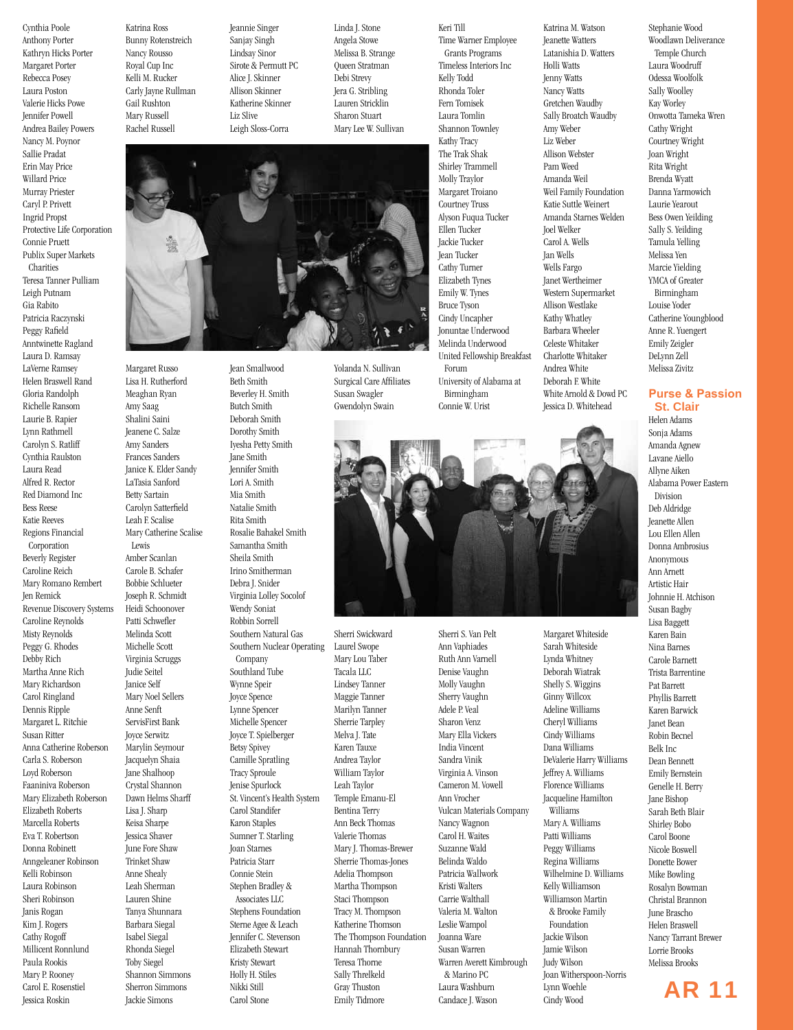Cynthia Poole
Anthony Porter
Kathryn Hicks Porter
Margaret Porter
Rebecca Posey
Laura Poston
Valerie Hicks Powe
Jennifer Powell
Andrea Bailey Powers
Nancy M. Poynor
Sallie Pradat
Erin May Price
Willard Price
Murray Priester
Caryl P. Privett
Ingrid Propst
Protective Life Corporation
Connie Pruett
Publix Super Markets Charities
Teresa Tanner Pulliam
Leigh Putnam
Gia Rabito
Patricia Raczynski
Peggy Rafield
Anntwinette Ragland
Laura D. Ramsay
LaVerne Ramsey
Helen Braswell Rand
Gloria Randolph
Richelle Ransom
Laurie B. Rapier
Lynn Rathmell
Carolyn S. Ratliff
Cynthia Raulston
Laura Read
Alfred R. Rector
Red Diamond Inc
Bess Reese
Katie Reeves
Regions Financial Corporation
Beverly Register
Caroline Reich
Mary Romano Rembert
Jen Remick
Revenue Discovery Systems
Caroline Reynolds
Misty Reynolds
Peggy G. Rhodes
Debby Rich
Martha Anne Rich
Mary Richardson
Carol Ringland
Dennis Ripple
Margaret L. Ritchie
Susan Ritter
Anna Catherine Roberson
Carla S. Roberson
Loyd Roberson
Faaniniva Roberson
Mary Elizabeth Roberson
Elizabeth Roberts
Marcella Roberts
Eva T. Robertson
Donna Robinett
Anngeleaner Robinson
Kelli Robinson
Laura Robinson
Sheri Robinson
Janis Rogan
Kim J. Rogers
Cathy Rogoff
Millicent Ronnlund
Paula Rookis
Mary P. Rooney
Carol E. Rosenstiel
Jessica Roskin

Katrina Ross
Bunny Rotenstreich
Nancy Rousso
Royal Cup Inc
Kelli M. Rucker
Carly Jayne Rullman
Gail Rushton
Mary Russell
Rachel Russell

Margaret Russo
Lisa H. Rutherford
Meaghan Ryan
Amy Saag
Shalini Saini
Jeanene C. Salze
Amy Sanders
Frances Sanders
Janice K. Elder Sandy
LaTasia Sanford
Betty Sartain
Carolyn Satterfield
Leah F. Scalise
Mary Catherine Scalise Lewis
Amber Scanlan
Carole B. Schafer
Bobbie Schlueter
Joseph R. Schmidt
Heidi Schoonover
Patti Schwefler
Melinda Scott
Michelle Scott
Virginia Scruggs
Judie Seitel
Janice Self
Mary Noel Sellers
Anne Senft
ServisFirst Bank
Joyce Serwitz
Marylin Seymour
Jacquelyn Shaia
Jane Shalhoop
Crystal Shannon
Dawn Helms Sharff
Lisa J. Sharp
Keisa Sharpe
Jessica Shaver
June Fore Shaw
Trinket Shaw
Anne Shealy
Leah Sherman
Lauren Shine
Tanya Shunnara
Barbara Siegal
Isabel Siegal
Rhonda Siegel
Toby Siegel
Shannon Simmons
Sherron Simmons
Jackie Simons

Jeannie Singer
Sanjay Singh
Lindsay Sinor
Sirote & Permutt PC
Alice J. Skinner
Allison Skinner
Katherine Skinner
Liz Slive
Leigh Sloss-Corra

Jean Smallwood
Beth Smith
Beverley H. Smith
Butch Smith
Deborah Smith
Dorothy Smith
Iyesha Petty Smith
Jane Smith
Jennifer Smith
Lori A. Smith
Mia Smith
Natalie Smith
Rita Smith
Rosalie Bahakel Smith
Samantha Smith
Sheila Smith
Irino Smitherman
Debra J. Snider
Virginia Lolley Socolof
Wendy Soniat
Robbin Sorrell
Southern Natural Gas
Southern Nuclear Operating Company
Southland Tube
Wynne Speir
Joyce Spence
Lynne Spencer
Michelle Spencer
Joyce T. Spielberger
Betsy Spivey
Camille Spratling
Tracy Sproule
Jenise Spurlock
St. Vincent's Health System
Carol Standifer
Karon Staples
Sumner T. Starling
Joan Starnes
Patricia Starr
Connie Stein
Stephen Bradley & Associates LLC
Stephens Foundation
Sterne Agee & Leach
Jennifer C. Stevenson
Elizabeth Stewart
Kristy Stewart
Holly H. Stiles
Nikki Still
Carol Stone

Linda J. Stone
Angela Stowe
Melissa B. Strange
Queen Stratman
Debi Strevy
Jera G. Stribling
Lauren Stricklin
Sharon Stuart
Mary Lee W. Sullivan

Yolanda N. Sullivan
Surgical Care Affiliates
Susan Swagler
Gwendolyn Swain

Sherri Swickward
Laurel Swope
Mary Lou Taber
Tacala LLC
Lindsey Tanner
Maggie Tanner
Marilyn Tanner
Sherrie Tarpley
Melva J. Tate
Karen Tauxe
Andrea Taylor
William Taylor
Leah Taylor
Temple Emanu-El
Bentina Terry
Ann Beck Thomas
Valerie Thomas
Mary J. Thomas-Brewer
Sherrie Thomas-Jones
Adelia Thompson
Martha Thompson
Staci Thompson
Tracy M. Thompson
Katherine Thomson
The Thompson Foundation
Hannah Thornbury
Teresa Thorne
Sally Threlkeld
Gray Thuston
Emily Tidmore

Keri Till
Time Warner Employee Grants Programs
Timeless Interiors Inc
Kelly Todd
Rhonda Toler
Fern Tomisek
Laura Tomlin
Shannon Townley
Kathy Tracy
The Trak Shak
Shirley Trammell
Molly Traylor
Margaret Troiano
Courtney Truss
Alyson Fuqua Tucker
Ellen Tucker
Jackie Tucker
Jean Tucker
Cathy Turner
Elizabeth Tynes
Emily W. Tynes
Bruce Tyson
Cindy Uncapher
Jonuntae Underwood
Melinda Underwood
United Fellowship Breakfast Forum
University of Alabama at Birmingham
Connie W. Urist

Sherri S. Van Pelt
Ann Vaphiades
Ruth Ann Varnell
Denise Vaughn
Molly Vaughn
Sherry Vaughn
Adele P. Veal
Sharon Venz
Mary Ella Vickers
India Vincent
Sandra Vinik
Virginia A. Vinson
Cameron M. Vowell
Ann Vrocher
Vulcan Materials Company
Nancy Wagnon
Carol H. Waites
Suzanne Wald
Belinda Waldo
Patricia Wallwork
Kristi Walters
Carrie Walthall
Valeria M. Walton
Leslie Wampol
Joanna Ware
Susan Warren
Warren Averett Kimbrough & Marino PC
Laura Washburn
Candace J. Wason

Katrina M. Watson
Jeanette Watters
Latanishia D. Watters
Holli Watts
Jenny Watts
Nancy Watts
Gretchen Waudby
Sally Broatch Waudby
Amy Weber
Liz Weber
Allison Webster
Pam Weed
Amanda Weil
Weil Family Foundation
Katie Suttle Weinert
Amanda Starnes Welden
Joel Welker
Carol A. Wells
Jan Wells
Wells Fargo
Janet Wertheimer
Western Supermarket
Allison Westlake
Kathy Whatley
Barbara Wheeler
Celeste Whitaker
Charlotte Whitaker
Andrea White
Deborah F. White
White Arnold & Dowd PC
Jessica D. Whitehead

Margaret Whiteside
Sarah Whiteside
Lynda Whitney
Deborah Wiatrak
Shelly S. Wiggins
Ginny Willcox
Adeline Williams
Cheryl Williams
Cindy Williams
Dana Williams
DeValerie Harry Williams
Jeffrey A. Williams
Florence Williams
Jacqueline Hamilton Williams
Mary A. Williams
Patti Williams
Peggy Williams
Regina Williams
Wilhelmine D. Williams
Kelly Williamson
Williamson Martin & Brooke Family Foundation
Jackie Wilson
Jamie Wilson
Judy Wilson
Joan Witherspoon-Norris
Lynn Woehle
Cindy Wood

Stephanie Wood
Woodlawn Deliverance Temple Church
Laura Woodruff
Odessa Woolfolk
Sally Woolley
Kay Worley
Onwotta Tameka Wren
Cathy Wright
Courtney Wright
Joan Wright
Rita Wright
Brenda Wyatt
Danna Yarmowich
Laurie Yearout
Bess Owen Yeilding
Sally S. Yeilding
Tamula Yelling
Melissa Yen
Marcie Yielding
YMCA of Greater Birmingham
Louise Yoder
Catherine Youngblood
Anne R. Yuengert
Emily Zeigler
DeLynn Zell
Melissa Zivitz

## Purse & Passion St. Clair

Helen Adams
Sonja Adams
Amanda Agnew
Lavane Aiello
Allyne Aiken
Alabama Power Eastern Division
Deb Aldridge
Jeanette Allen
Lou Ellen Allen
Donna Ambrosius
Anonymous
Ann Arnett
Artistic Hair
Johnnie H. Atchison
Susan Bagby
Lisa Baggett
Karen Bain
Nina Barnes
Carole Barnett
Trista Barrentine
Pat Barrett
Phyllis Barrett
Karen Barwick
Janet Bean
Robin Becnel
Belk Inc
Dean Bennett
Emily Bernstein
Genelle H. Berry
Jane Bishop
Sarah Beth Blair
Shirley Bobo
Carol Boone
Nicole Boswell
Donette Bower
Mike Bowling
Rosalyn Bowman
Christal Brannon
June Brascho
Helen Braswell
Nancy Tarrant Brewer
Lorrie Brooks
Melissa Brooks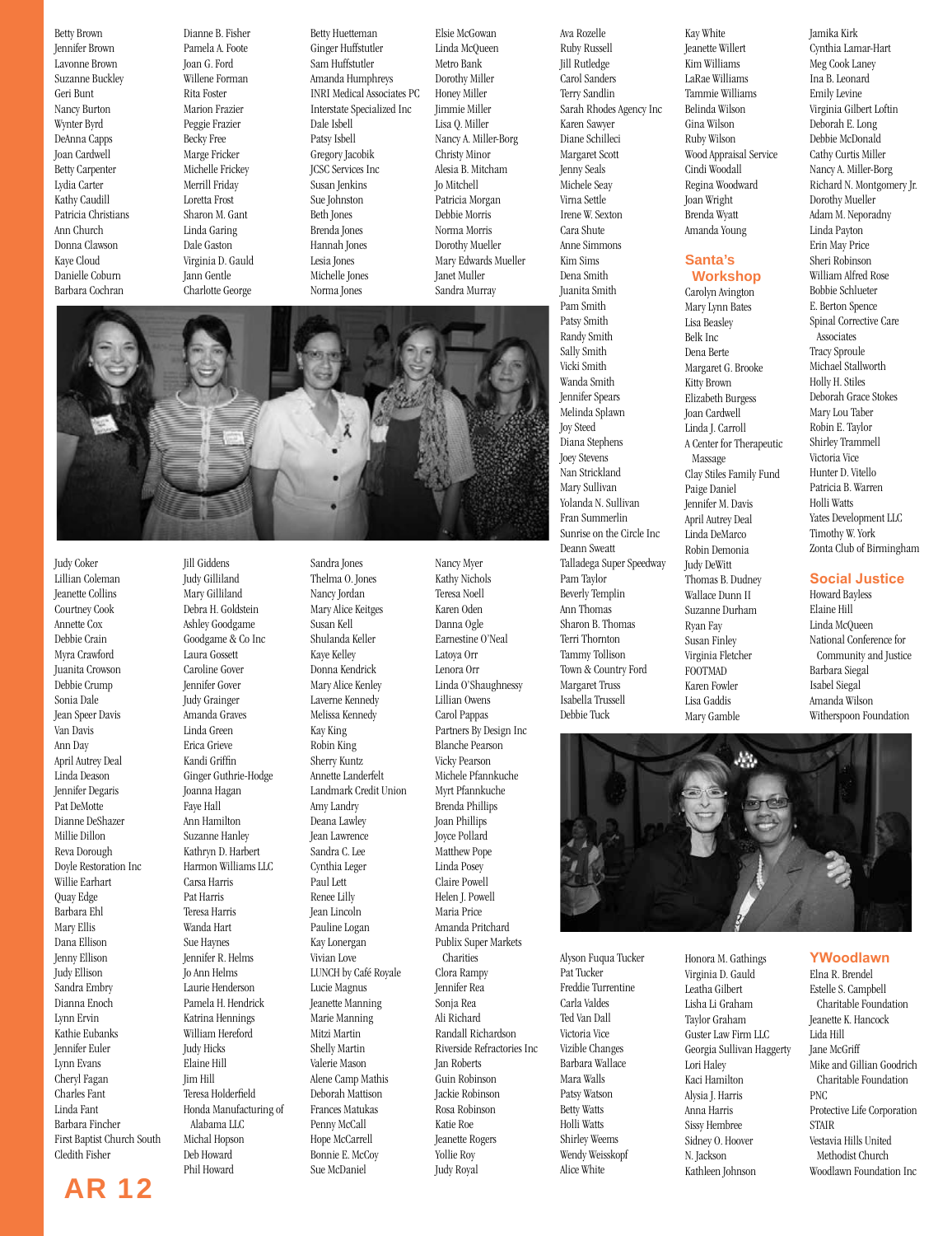Betty Brown
Jennifer Brown
Lavonne Brown
Suzanne Buckley
Geri Bunt
Nancy Burton
Wynter Byrd
DeAnna Capps
Joan Cardwell
Betty Carpenter
Lydia Carter
Kathy Caudill
Patricia Christians
Ann Church
Donna Clawson
Kaye Cloud
Danielle Coburn
Barbara Cochran
Dianne B. Fisher
Pamela A. Foote
Joan G. Ford
Willene Forman
Rita Foster
Marion Frazier
Peggie Frazier
Becky Free
Marge Fricker
Michelle Frickey
Merrill Friday
Loretta Frost
Sharon M. Gant
Linda Garing
Dale Gaston
Virginia D. Gauld
Jann Gentle
Charlotte George
Betty Huetteman
Ginger Huffstutler
Sam Huffstutler
Amanda Humphreys
INRI Medical Associates PC
Interstate Specialized Inc
Dale Isbell
Patsy Isbell
Gregory Jacobik
JCSC Services Inc
Susan Jenkins
Sue Johnston
Beth Jones
Brenda Jones
Hannah Jones
Lesia Jones
Michelle Jones
Norma Jones
Elsie McGowan
Linda McQueen
Metro Bank
Dorothy Miller
Honey Miller
Jimmie Miller
Lisa Q. Miller
Nancy A. Miller-Borg
Christy Minor
Alesia B. Mitcham
Jo Mitchell
Patricia Morgan
Debbie Morris
Norma Morris
Dorothy Mueller
Mary Edwards Mueller
Janet Muller
Sandra Murray

Judy Coker
Lillian Coleman
Jeanette Collins
Courtney Cook
Annette Cox
Debbie Crain
Myra Crawford
Juanita Crowson
Debbie Crump
Sonia Dale
Jean Speer Davis
Van Davis
Ann Day
April Autrey Deal
Linda Deason
Jennifer Degaris
Pat DeMotte
Dianne DeShazer
Millie Dillon
Reva Dorough
Doyle Restoration Inc
Willie Earhart
Quay Edge
Barbara Ehl
Mary Ellis
Dana Ellison
Jenny Ellison
Judy Ellison
Sandra Embry
Dianna Enoch
Lynn Ervin
Kathie Eubanks
Jennifer Euler
Lynn Evans
Cheryl Fagan
Charles Fant
Linda Fant
Barbara Fincher
First Baptist Church South
Cledith Fisher
Jill Giddens
Judy Gilliland
Mary Gilliland
Debra H. Goldstein
Ashley Goodgame
Goodgame & Co Inc
Laura Gossett
Caroline Gover
Jennifer Gover
Judy Grainger
Amanda Graves
Linda Green
Erica Grieve
Kandi Griffin
Ginger Guthrie-Hodge
Joanna Hagan
Faye Hall
Ann Hamilton
Suzanne Hanley
Kathryn D. Harbert
Harmon Williams LLC
Carsa Harris
Pat Harris
Teresa Harris
Wanda Hart
Sue Haynes
Jennifer R. Helms
Jo Ann Helms
Laurie Henderson
Pamela H. Hendrick
Katrina Hennings
William Hereford
Judy Hicks
Elaine Hill
Jim Hill
Teresa Holderfield
Honda Manufacturing of Alabama LLC
Michal Hopson
Deb Howard
Phil Howard
Sandra Jones
Thelma O. Jones
Nancy Jordan
Mary Alice Keitges
Susan Kell
Shulanda Keller
Kaye Kelley
Donna Kendrick
Mary Alice Kenley
Laverne Kennedy
Melissa Kennedy
Kay King
Robin King
Sherry Kuntz
Annette Landerfelt
Landmark Credit Union
Amy Landry
Deana Lawley
Jean Lawrence
Sandra C. Lee
Cynthia Leger
Paul Lett
Renee Lilly
Jean Lincoln
Pauline Logan
Kay Lonergan
Vivian Love
LUNCH by Café Royale
Lucie Magnus
Jeanette Manning
Marie Manning
Mitzi Martin
Shelly Martin
Valerie Mason
Alene Camp Mathis
Deborah Mattison
Frances Matukas
Penny McCall
Hope McCarrell
Bonnie E. McCoy
Sue McDaniel
Nancy Myer
Kathy Nichols
Teresa Noell
Karen Oden
Danna Ogle
Earnestine O'Neal
Latoya Orr
Lenora Orr
Linda O'Shaughnessy
Lillian Owens
Carol Pappas
Partners By Design Inc
Blanche Pearson
Vicky Pearson
Michele Pfannkuche
Myrt Pfannkuche
Brenda Phillips
Joan Phillips
Joyce Pollard
Matthew Pope
Linda Posey
Claire Powell
Helen J. Powell
Maria Price
Amanda Pritchard
Publix Super Markets Charities
Clora Rampy
Jennifer Rea
Sonja Rea
Ali Richard
Randall Richardson
Riverside Refractories Inc
Jan Roberts
Guin Robinson
Jackie Robinson
Rosa Robinson
Katie Roe
Jeanette Rogers
Yollie Roy
Judy Royal

Ava Rozelle
Ruby Russell
Jill Rutledge
Carol Sanders
Terry Sandlin
Sarah Rhodes Agency Inc
Karen Sawyer
Diane Schilleci
Margaret Scott
Jenny Seals
Michele Seay
Virna Settle
Irene W. Sexton
Cara Shute
Anne Simmons
Kim Sims
Dena Smith
Juanita Smith
Pam Smith
Patsy Smith
Randy Smith
Sally Smith
Vicki Smith
Wanda Smith
Jennifer Spears
Melinda Splawn
Joy Steed
Diana Stephens
Joey Stevens
Nan Strickland
Mary Sullivan
Yolanda N. Sullivan
Fran Summerlin
Sunrise on the Circle Inc
Deann Sweatt
Talladega Super Speedway
Pam Taylor
Beverly Templin
Ann Thomas
Sharon B. Thomas
Terri Thornton
Tammy Tollison
Town & Country Ford
Margaret Truss
Isabella Trussell
Debbie Tuck

Kay White
Jeanette Willert
Kim Williams
LaRae Williams
Tammie Williams
Belinda Wilson
Gina Wilson
Ruby Wilson
Wood Appraisal Service
Cindi Woodall
Regina Woodward
Joan Wright
Brenda Wyatt
Amanda Young

## Santa's Workshop

Carolyn Avington
Mary Lynn Bates
Lisa Beasley
Belk Inc
Dena Berte
Margaret G. Brooke
Kitty Brown
Elizabeth Burgess
Joan Cardwell
Linda J. Carroll
A Center for Therapeutic Massage
Clay Stiles Family Fund
Paige Daniel
Jennifer M. Davis
April Autrey Deal
Linda DeMarco
Robin Demonia
Judy DeWitt
Thomas B. Dudney
Wallace Dunn II
Suzanne Durham
Ryan Fay
Susan Finley
Virginia Fletcher
FOOTMAD
Karen Fowler
Lisa Gaddis
Mary Gamble

Jamika Kirk
Cynthia Lamar-Hart
Meg Cook Laney
Ina B. Leonard
Emily Levine
Virginia Gilbert Loftin
Deborah E. Long
Debbie McDonald
Cathy Curtis Miller
Nancy A. Miller-Borg
Richard N. Montgomery Jr.
Dorothy Mueller
Adam M. Neporadny
Linda Payton
Erin May Price
Sheri Robinson
William Alfred Rose
Bobbie Schlueter
E. Berton Spence
Spinal Corrective Care Associates
Tracy Sproule
Michael Stallworth
Holly H. Stiles
Deborah Grace Stokes
Mary Lou Taber
Robin E. Taylor
Shirley Trammell
Victoria Vice
Hunter D. Vitello
Patricia B. Warren
Holli Watts
Yates Development LLC
Timothy W. York
Zonta Club of Birmingham

## Social Justice

Howard Bayless
Elaine Hill
Linda McQueen
National Conference for Community and Justice
Barbara Siegal
Isabel Siegal
Amanda Wilson
Witherspoon Foundation

Alyson Fuqua Tucker
Pat Tucker
Freddie Turrentine
Carla Valdes
Ted Van Dall
Victoria Vice
Vizible Changes
Barbara Wallace
Mara Walls
Patsy Watson
Betty Watts
Holli Watts
Shirley Weems
Wendy Weisskopf
Alice White

Honora M. Gathings
Virginia D. Gauld
Leatha Gilbert
Lisha Li Graham
Taylor Graham
Guster Law Firm LLC
Georgia Sullivan Haggerty
Lori Haley
Kaci Hamilton
Alysia J. Harris
Anna Harris
Sissy Hembree
Sidney O. Hoover
N. Jackson
Kathleen Johnson

## YWoodlawn

Elna R. Brendel
Estelle S. Campbell Charitable Foundation
Jeanette K. Hancock
Lida Hill
Jane McGriff
Mike and Gillian Goodrich Charitable Foundation
PNC
Protective Life Corporation
STAIR
Vestavia Hills United Methodist Church
Woodlawn Foundation Inc

AR 12